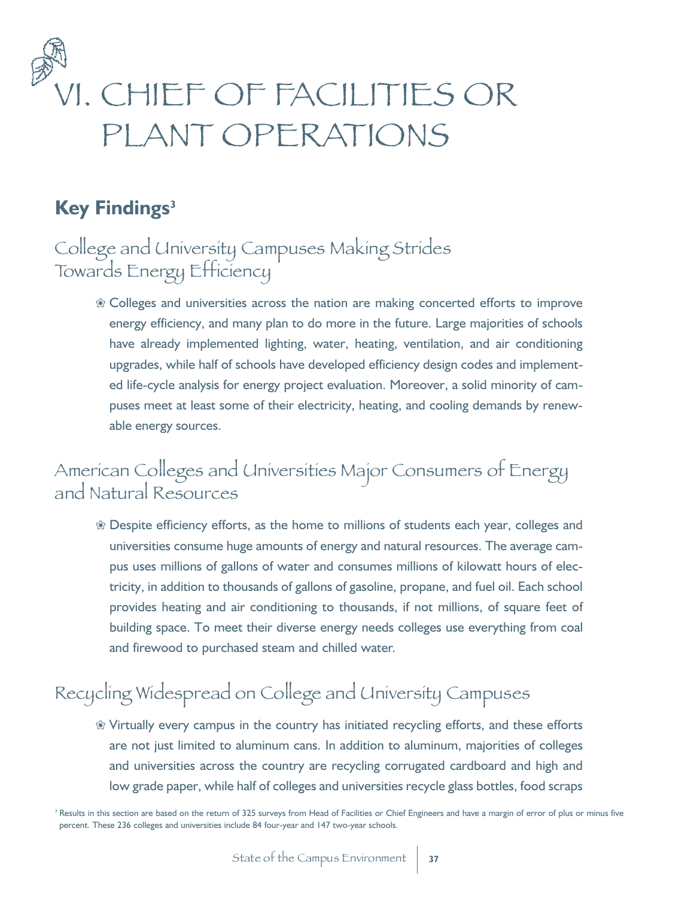# VI. CHIEF OF FACILITIES OR PLANT OPERATIONS

## Key Findings[3]

### College and University Campuses Making Strides Towards Energy Efficiency

- Colleges and universities across the nation are making concerted efforts to improve energy efficiency, and many plan to do more in the future. Large majorities of schools have already implemented lighting, water, heating, ventilation, and air conditioning upgrades, while half of schools have developed efficiency design codes and implemented life-cycle analysis for energy project evaluation. Moreover, a solid minority of campuses meet at least some of their electricity, heating, and cooling demands by renewable energy sources.

### American Colleges and Universities Major Consumers of Energy and Natural Resources

- Despite efficiency efforts, as the home to millions of students each year, colleges and universities consume huge amounts of energy and natural resources. The average campus uses millions of gallons of water and consumes millions of kilowatt hours of electricity, in addition to thousands of gallons of gasoline, propane, and fuel oil. Each school provides heating and air conditioning to thousands, if not millions, of square feet of building space. To meet their diverse energy needs colleges use everything from coal and firewood to purchased steam and chilled water.

### Recycling Widespread on College and University Campuses

- Virtually every campus in the country has initiated recycling efforts, and these efforts are not just limited to aluminum cans. In addition to aluminum, majorities of colleges and universities across the country are recycling corrugated cardboard and high and low grade paper, while half of colleges and universities recycle glass bottles, food scraps

[3] Results in this section are based on the return of 325 surveys from Head of Facilities or Chief Engineers and have a margin of error of plus or minus five percent. These 236 colleges and universities include 84 four-year and 147 two-year schools.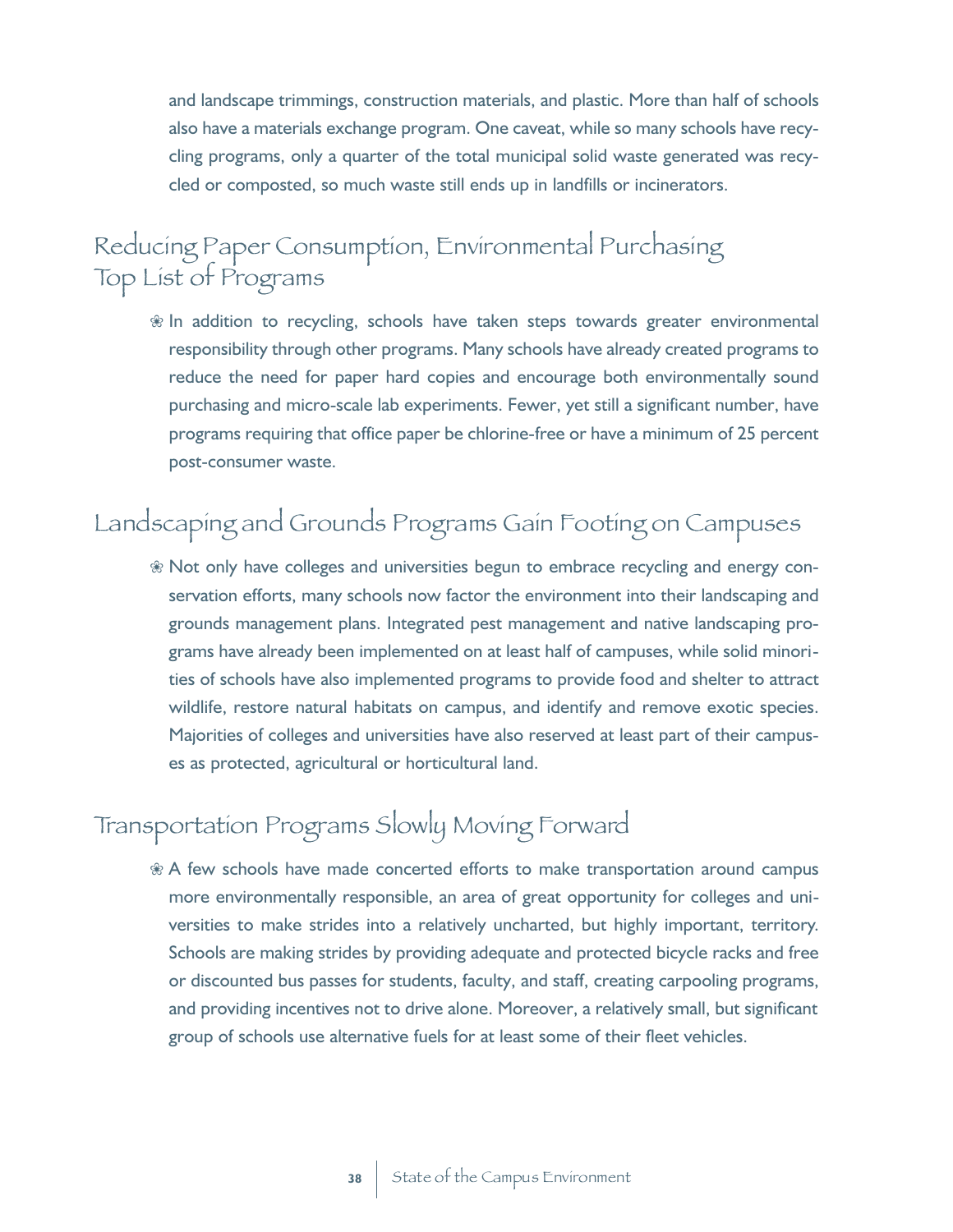and landscape trimmings, construction materials, and plastic. More than half of schools also have a materials exchange program. One caveat, while so many schools have recycling programs, only a quarter of the total municipal solid waste generated was recycled or composted, so much waste still ends up in landfills or incinerators.

## Reducing Paper Consumption, Environmental Purchasing Top List of Programs

❀ In addition to recycling, schools have taken steps towards greater environmental responsibility through other programs. Many schools have already created programs to reduce the need for paper hard copies and encourage both environmentally sound purchasing and micro-scale lab experiments. Fewer, yet still a significant number, have programs requiring that office paper be chlorine-free or have a minimum of 25 percent post-consumer waste.

## Landscaping and Grounds Programs Gain Footing on Campuses

❀ Not only have colleges and universities begun to embrace recycling and energy conservation efforts, many schools now factor the environment into their landscaping and grounds management plans. Integrated pest management and native landscaping programs have already been implemented on at least half of campuses, while solid minorities of schools have also implemented programs to provide food and shelter to attract wildlife, restore natural habitats on campus, and identify and remove exotic species. Majorities of colleges and universities have also reserved at least part of their campuses as protected, agricultural or horticultural land.

## Transportation Programs Slowly Moving Forward

❀ A few schools have made concerted efforts to make transportation around campus more environmentally responsible, an area of great opportunity for colleges and universities to make strides into a relatively uncharted, but highly important, territory. Schools are making strides by providing adequate and protected bicycle racks and free or discounted bus passes for students, faculty, and staff, creating carpooling programs, and providing incentives not to drive alone. Moreover, a relatively small, but significant group of schools use alternative fuels for at least some of their fleet vehicles.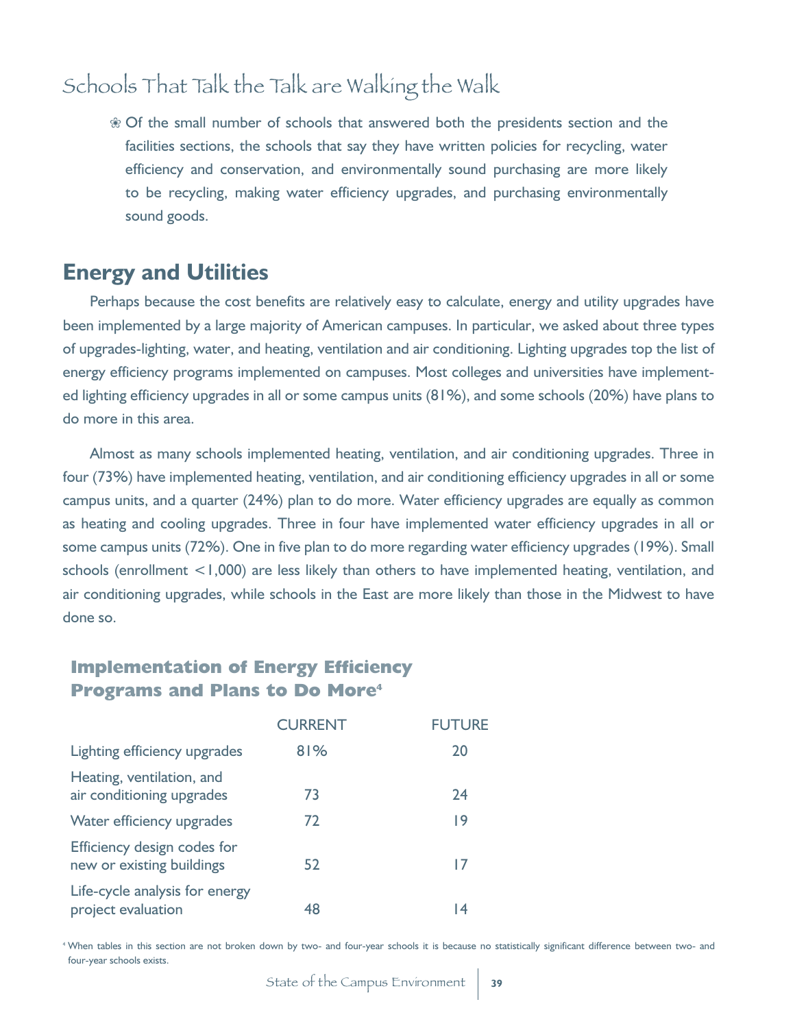## Schools That Talk the Talk are Walking the Walk

- Of the small number of schools that answered both the presidents section and the facilities sections, the schools that say they have written policies for recycling, water efficiency and conservation, and environmentally sound purchasing are more likely to be recycling, making water efficiency upgrades, and purchasing environmentally sound goods.

## Energy and Utilities

Perhaps because the cost benefits are relatively easy to calculate, energy and utility upgrades have been implemented by a large majority of American campuses. In particular, we asked about three types of upgrades-lighting, water, and heating, ventilation and air conditioning. Lighting upgrades top the list of energy efficiency programs implemented on campuses. Most colleges and universities have implemented lighting efficiency upgrades in all or some campus units (81%), and some schools (20%) have plans to do more in this area.

Almost as many schools implemented heating, ventilation, and air conditioning upgrades. Three in four (73%) have implemented heating, ventilation, and air conditioning efficiency upgrades in all or some campus units, and a quarter (24%) plan to do more. Water efficiency upgrades are equally as common as heating and cooling upgrades. Three in four have implemented water efficiency upgrades in all or some campus units (72%). One in five plan to do more regarding water efficiency upgrades (19%). Small schools (enrollment <1,000) are less likely than others to have implemented heating, ventilation, and air conditioning upgrades, while schools in the East are more likely than those in the Midwest to have done so.

### Implementation of Energy Efficiency Programs and Plans to Do More[4]

| | CURRENT | FUTURE |
|---|---|---|
| Lighting efficiency upgrades | 81% | 20 |
| Heating, ventilation, and air conditioning upgrades | 73 | 24 |
| Water efficiency upgrades | 72 | 19 |
| Efficiency design codes for new or existing buildings | 52 | 17 |
| Life-cycle analysis for energy project evaluation | 48 | 14 |

[4] When tables in this section are not broken down by two- and four-year schools it is because no statistically significant difference between two- and four-year schools exists.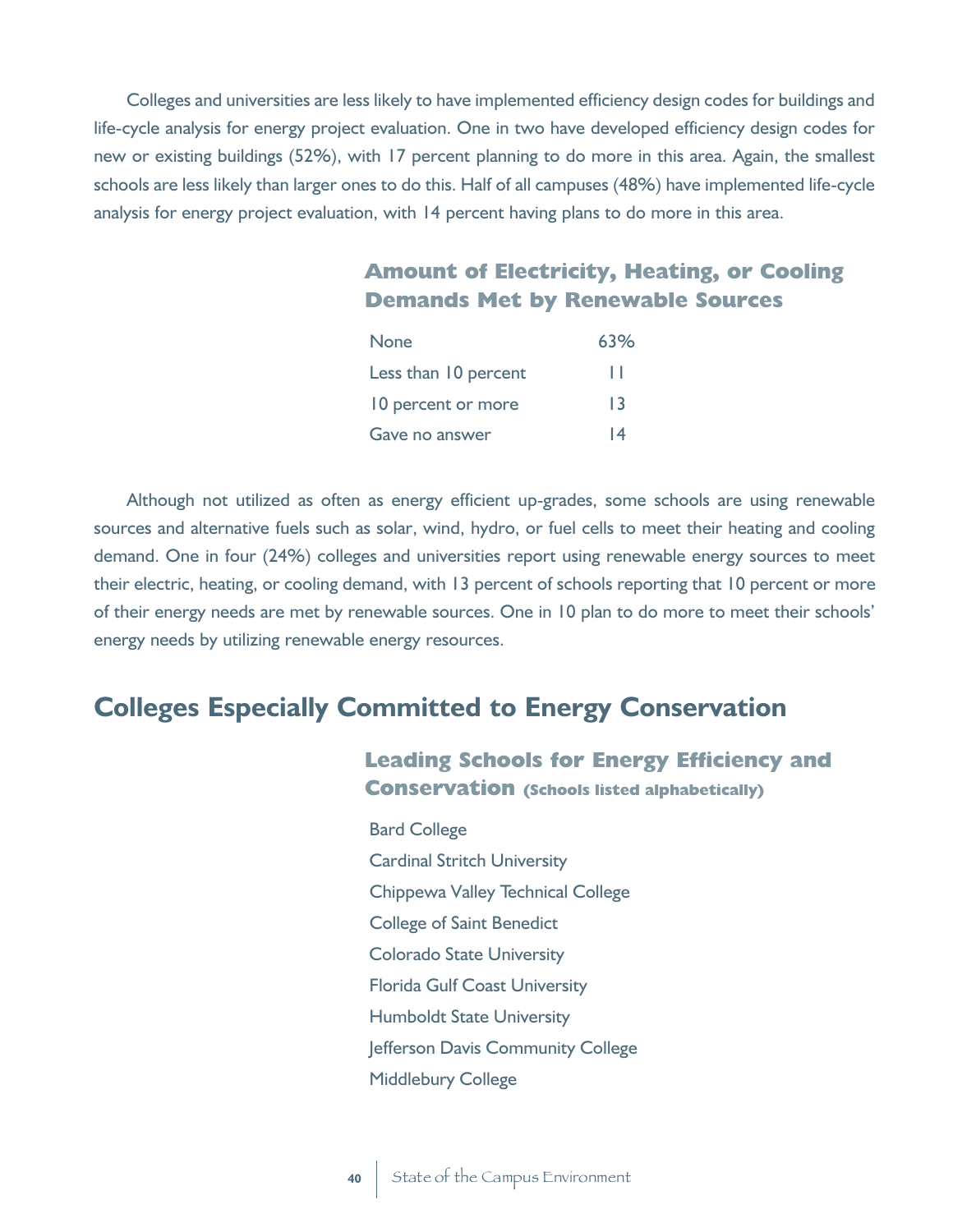Colleges and universities are less likely to have implemented efficiency design codes for buildings and life-cycle analysis for energy project evaluation. One in two have developed efficiency design codes for new or existing buildings (52%), with 17 percent planning to do more in this area. Again, the smallest schools are less likely than larger ones to do this. Half of all campuses (48%) have implemented life-cycle analysis for energy project evaluation, with 14 percent having plans to do more in this area.

### Amount of Electricity, Heating, or Cooling Demands Met by Renewable Sources

| | |
|---|---|
| None | 63% |
| Less than 10 percent | 11 |
| 10 percent or more | 13 |
| Gave no answer | 14 |

Although not utilized as often as energy efficient up-grades, some schools are using renewable sources and alternative fuels such as solar, wind, hydro, or fuel cells to meet their heating and cooling demand. One in four (24%) colleges and universities report using renewable energy sources to meet their electric, heating, or cooling demand, with 13 percent of schools reporting that 10 percent or more of their energy needs are met by renewable sources. One in 10 plan to do more to meet their schools' energy needs by utilizing renewable energy resources.

## Colleges Especially Committed to Energy Conservation

### Leading Schools for Energy Efficiency and Conservation (Schools listed alphabetically)

Bard College
Cardinal Stritch University
Chippewa Valley Technical College
College of Saint Benedict
Colorado State University
Florida Gulf Coast University
Humboldt State University
Jefferson Davis Community College
Middlebury College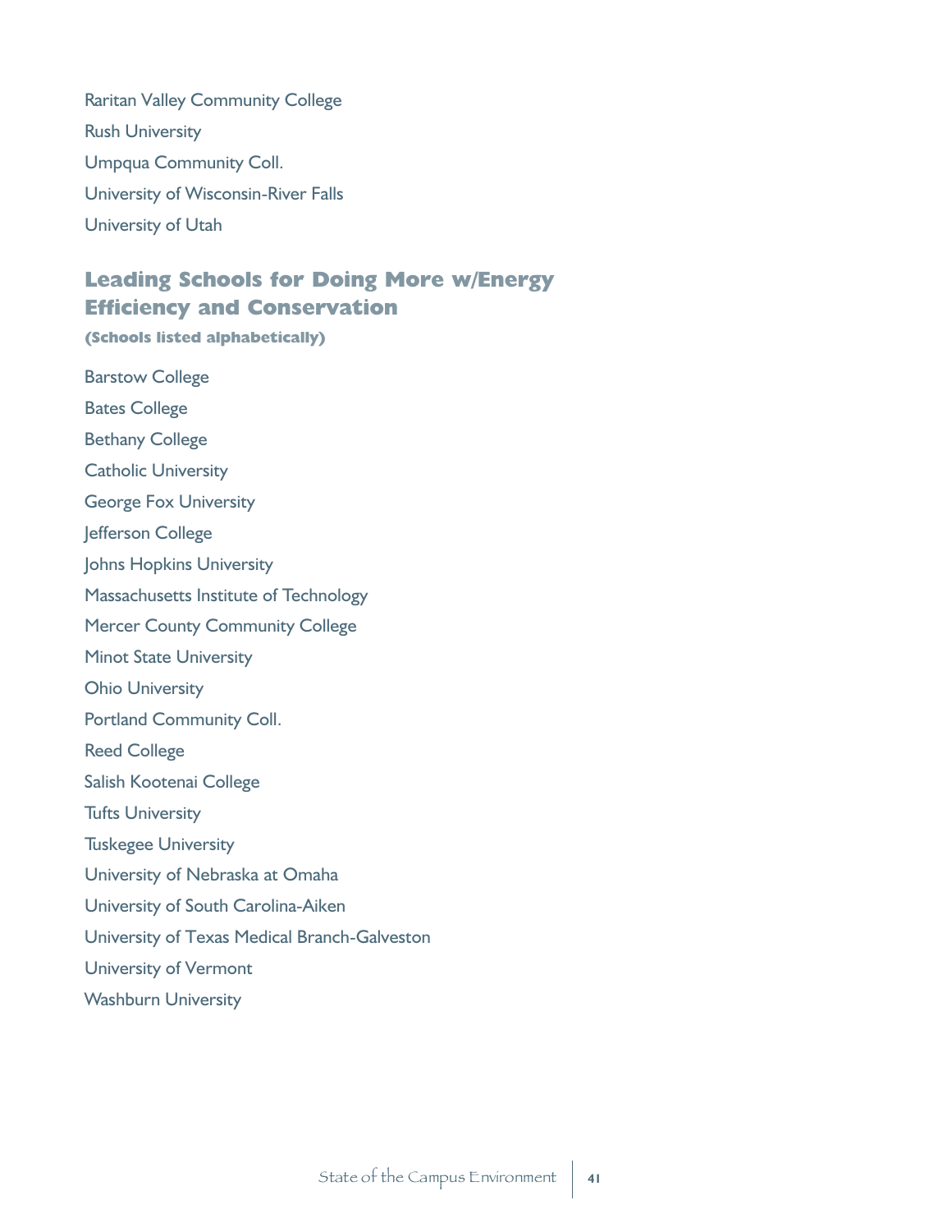Raritan Valley Community College

Rush University

Umpqua Community Coll.

University of Wisconsin-River Falls

University of Utah

## Leading Schools for Doing More w/Energy Efficiency and Conservation

**(Schools listed alphabetically)**

Barstow College

Bates College

Bethany College

Catholic University

George Fox University

Jefferson College

Johns Hopkins University

Massachusetts Institute of Technology

Mercer County Community College

Minot State University

Ohio University

Portland Community Coll.

Reed College

Salish Kootenai College

Tufts University

Tuskegee University

University of Nebraska at Omaha

University of South Carolina-Aiken

University of Texas Medical Branch-Galveston

University of Vermont

Washburn University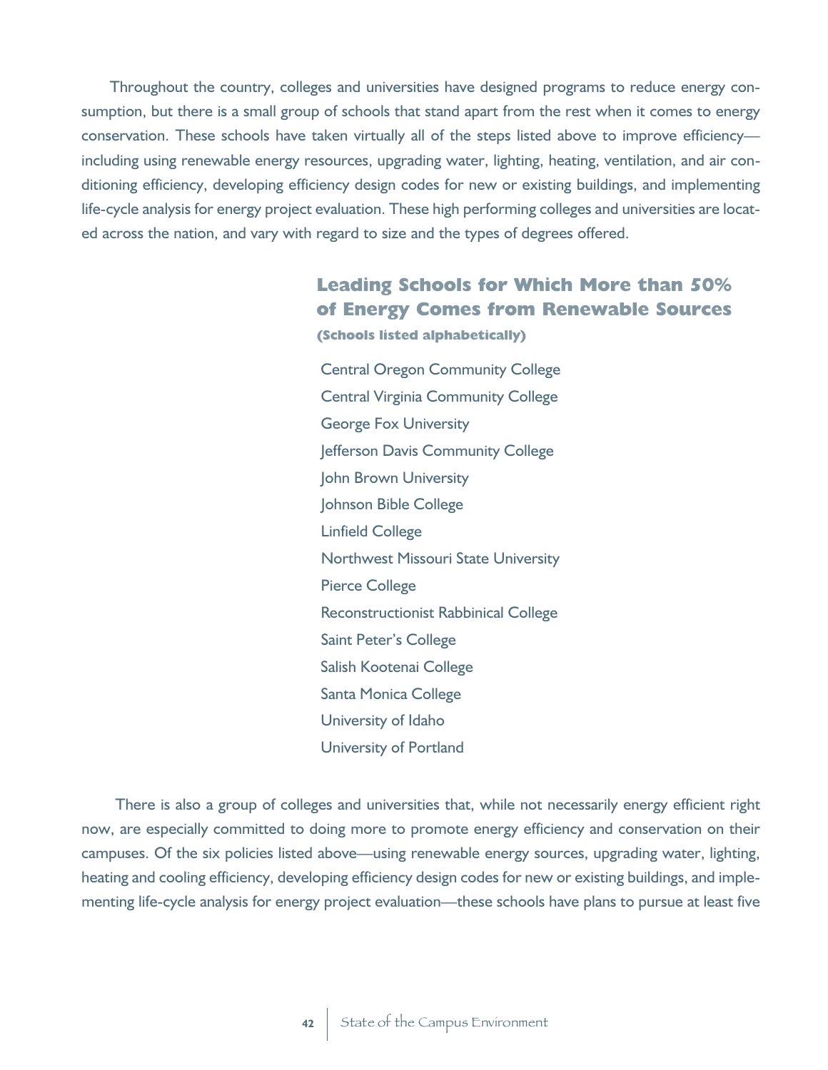Throughout the country, colleges and universities have designed programs to reduce energy consumption, but there is a small group of schools that stand apart from the rest when it comes to energy conservation. These schools have taken virtually all of the steps listed above to improve efficiency—including using renewable energy resources, upgrading water, lighting, heating, ventilation, and air conditioning efficiency, developing efficiency design codes for new or existing buildings, and implementing life-cycle analysis for energy project evaluation. These high performing colleges and universities are located across the nation, and vary with regard to size and the types of degrees offered.

### Leading Schools for Which More than 50% of Energy Comes from Renewable Sources

**(Schools listed alphabetically)**

- Central Oregon Community College
- Central Virginia Community College
- George Fox University
- Jefferson Davis Community College
- John Brown University
- Johnson Bible College
- Linfield College
- Northwest Missouri State University
- Pierce College
- Reconstructionist Rabbinical College
- Saint Peter's College
- Salish Kootenai College
- Santa Monica College
- University of Idaho
- University of Portland

There is also a group of colleges and universities that, while not necessarily energy efficient right now, are especially committed to doing more to promote energy efficiency and conservation on their campuses. Of the six policies listed above—using renewable energy sources, upgrading water, lighting, heating and cooling efficiency, developing efficiency design codes for new or existing buildings, and implementing life-cycle analysis for energy project evaluation—these schools have plans to pursue at least five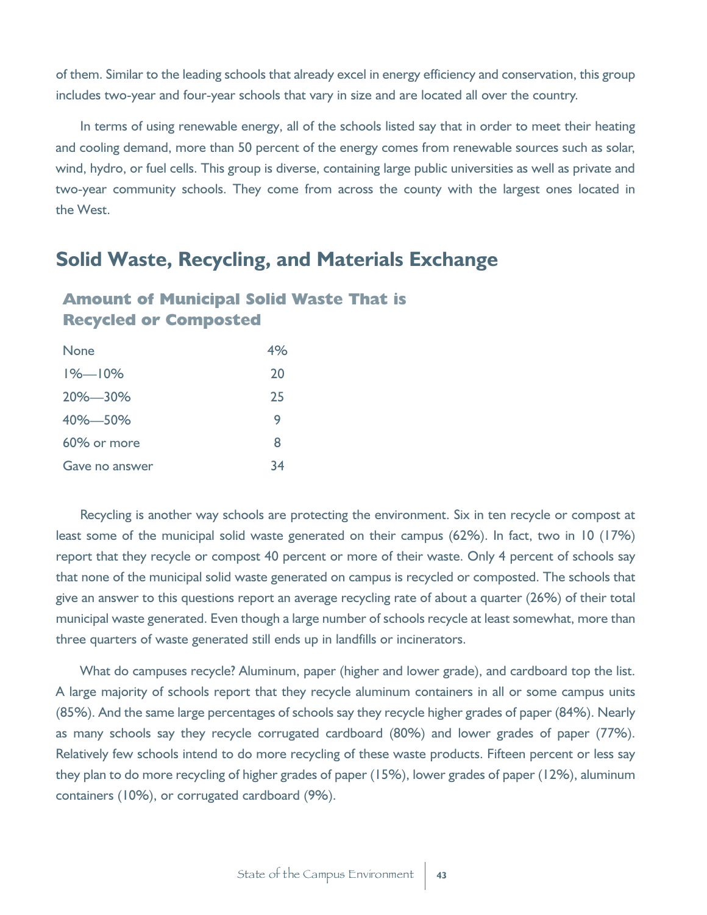of them. Similar to the leading schools that already excel in energy efficiency and conservation, this group includes two-year and four-year schools that vary in size and are located all over the country.

In terms of using renewable energy, all of the schools listed say that in order to meet their heating and cooling demand, more than 50 percent of the energy comes from renewable sources such as solar, wind, hydro, or fuel cells. This group is diverse, containing large public universities as well as private and two-year community schools. They come from across the county with the largest ones located in the West.

## Solid Waste, Recycling, and Materials Exchange

### Amount of Municipal Solid Waste That is Recycled or Composted

| | |
|---|---|
| None | 4% |
| 1%—10% | 20 |
| 20%—30% | 25 |
| 40%—50% | 9 |
| 60% or more | 8 |
| Gave no answer | 34 |

Recycling is another way schools are protecting the environment. Six in ten recycle or compost at least some of the municipal solid waste generated on their campus (62%). In fact, two in 10 (17%) report that they recycle or compost 40 percent or more of their waste. Only 4 percent of schools say that none of the municipal solid waste generated on campus is recycled or composted. The schools that give an answer to this questions report an average recycling rate of about a quarter (26%) of their total municipal waste generated. Even though a large number of schools recycle at least somewhat, more than three quarters of waste generated still ends up in landfills or incinerators.

What do campuses recycle? Aluminum, paper (higher and lower grade), and cardboard top the list. A large majority of schools report that they recycle aluminum containers in all or some campus units (85%). And the same large percentages of schools say they recycle higher grades of paper (84%). Nearly as many schools say they recycle corrugated cardboard (80%) and lower grades of paper (77%). Relatively few schools intend to do more recycling of these waste products. Fifteen percent or less say they plan to do more recycling of higher grades of paper (15%), lower grades of paper (12%), aluminum containers (10%), or corrugated cardboard (9%).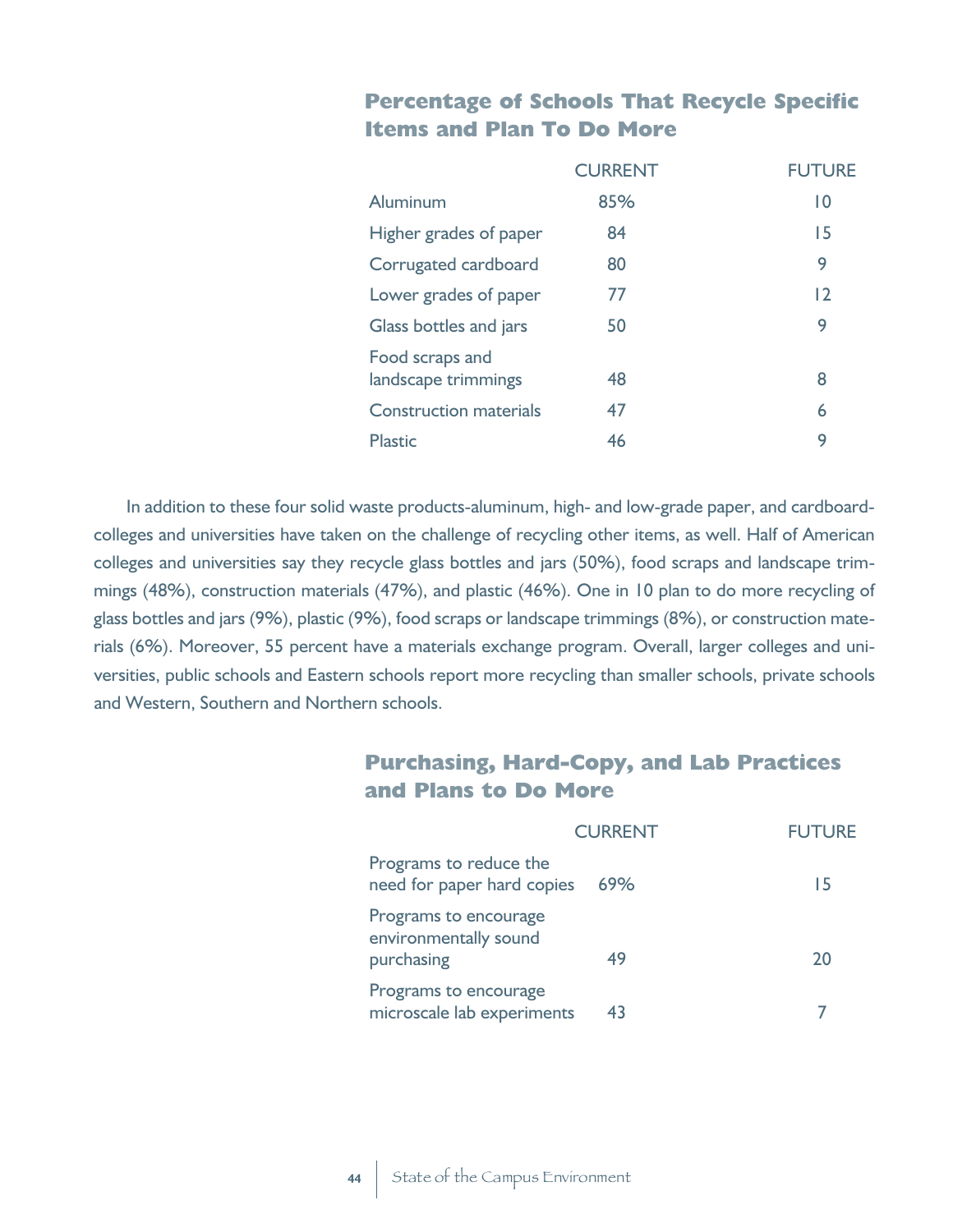## Percentage of Schools That Recycle Specific Items and Plan To Do More

| | CURRENT | FUTURE |
|---|---|---|
| Aluminum | 85% | 10 |
| Higher grades of paper | 84 | 15 |
| Corrugated cardboard | 80 | 9 |
| Lower grades of paper | 77 | 12 |
| Glass bottles and jars | 50 | 9 |
| Food scraps and landscape trimmings | 48 | 8 |
| Construction materials | 47 | 6 |
| Plastic | 46 | 9 |

In addition to these four solid waste products-aluminum, high- and low-grade paper, and cardboard-colleges and universities have taken on the challenge of recycling other items, as well. Half of American colleges and universities say they recycle glass bottles and jars (50%), food scraps and landscape trimmings (48%), construction materials (47%), and plastic (46%). One in 10 plan to do more recycling of glass bottles and jars (9%), plastic (9%), food scraps or landscape trimmings (8%), or construction materials (6%). Moreover, 55 percent have a materials exchange program. Overall, larger colleges and universities, public schools and Eastern schools report more recycling than smaller schools, private schools and Western, Southern and Northern schools.

## Purchasing, Hard-Copy, and Lab Practices and Plans to Do More

| | CURRENT | FUTURE |
|---|---|---|
| Programs to reduce the need for paper hard copies | 69% | 15 |
| Programs to encourage environmentally sound purchasing | 49 | 20 |
| Programs to encourage microscale lab experiments | 43 | 7 |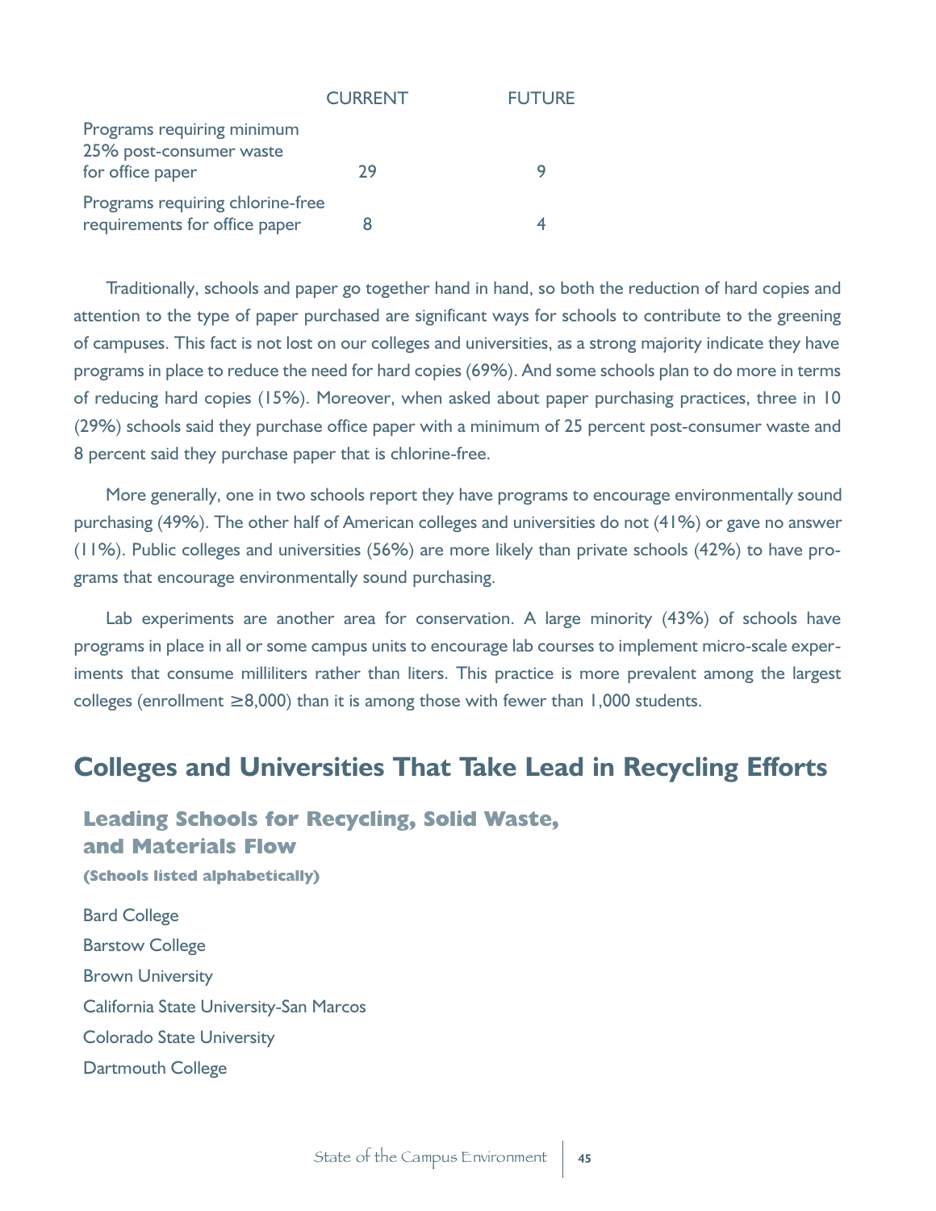| | CURRENT | FUTURE |
|---|---|---|
| Programs requiring minimum 25% post-consumer waste for office paper | 29 | 9 |
| Programs requiring chlorine-free requirements for office paper | 8 | 4 |

Traditionally, schools and paper go together hand in hand, so both the reduction of hard copies and attention to the type of paper purchased are significant ways for schools to contribute to the greening of campuses. This fact is not lost on our colleges and universities, as a strong majority indicate they have programs in place to reduce the need for hard copies (69%). And some schools plan to do more in terms of reducing hard copies (15%). Moreover, when asked about paper purchasing practices, three in 10 (29%) schools said they purchase office paper with a minimum of 25 percent post-consumer waste and 8 percent said they purchase paper that is chlorine-free.

More generally, one in two schools report they have programs to encourage environmentally sound purchasing (49%). The other half of American colleges and universities do not (41%) or gave no answer (11%). Public colleges and universities (56%) are more likely than private schools (42%) to have programs that encourage environmentally sound purchasing.

Lab experiments are another area for conservation. A large minority (43%) of schools have programs in place in all or some campus units to encourage lab courses to implement micro-scale experiments that consume milliliters rather than liters. This practice is more prevalent among the largest colleges (enrollment ≥8,000) than it is among those with fewer than 1,000 students.

## Colleges and Universities That Take Lead in Recycling Efforts

### Leading Schools for Recycling, Solid Waste, and Materials Flow

**(Schools listed alphabetically)**

Bard College

Barstow College

Brown University

California State University-San Marcos

Colorado State University

Dartmouth College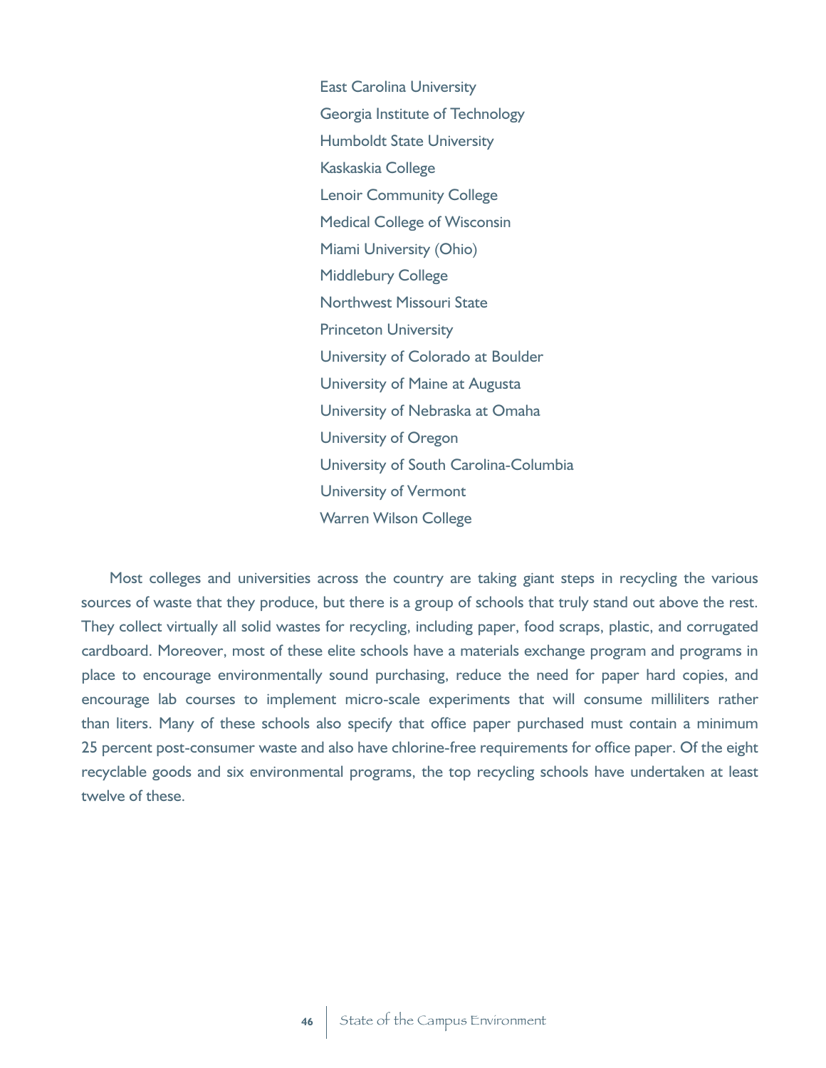East Carolina University
Georgia Institute of Technology
Humboldt State University
Kaskaskia College
Lenoir Community College
Medical College of Wisconsin
Miami University (Ohio)
Middlebury College
Northwest Missouri State
Princeton University
University of Colorado at Boulder
University of Maine at Augusta
University of Nebraska at Omaha
University of Oregon
University of South Carolina-Columbia
University of Vermont
Warren Wilson College

Most colleges and universities across the country are taking giant steps in recycling the various sources of waste that they produce, but there is a group of schools that truly stand out above the rest. They collect virtually all solid wastes for recycling, including paper, food scraps, plastic, and corrugated cardboard. Moreover, most of these elite schools have a materials exchange program and programs in place to encourage environmentally sound purchasing, reduce the need for paper hard copies, and encourage lab courses to implement micro-scale experiments that will consume milliliters rather than liters. Many of these schools also specify that office paper purchased must contain a minimum 25 percent post-consumer waste and also have chlorine-free requirements for office paper. Of the eight recyclable goods and six environmental programs, the top recycling schools have undertaken at least twelve of these.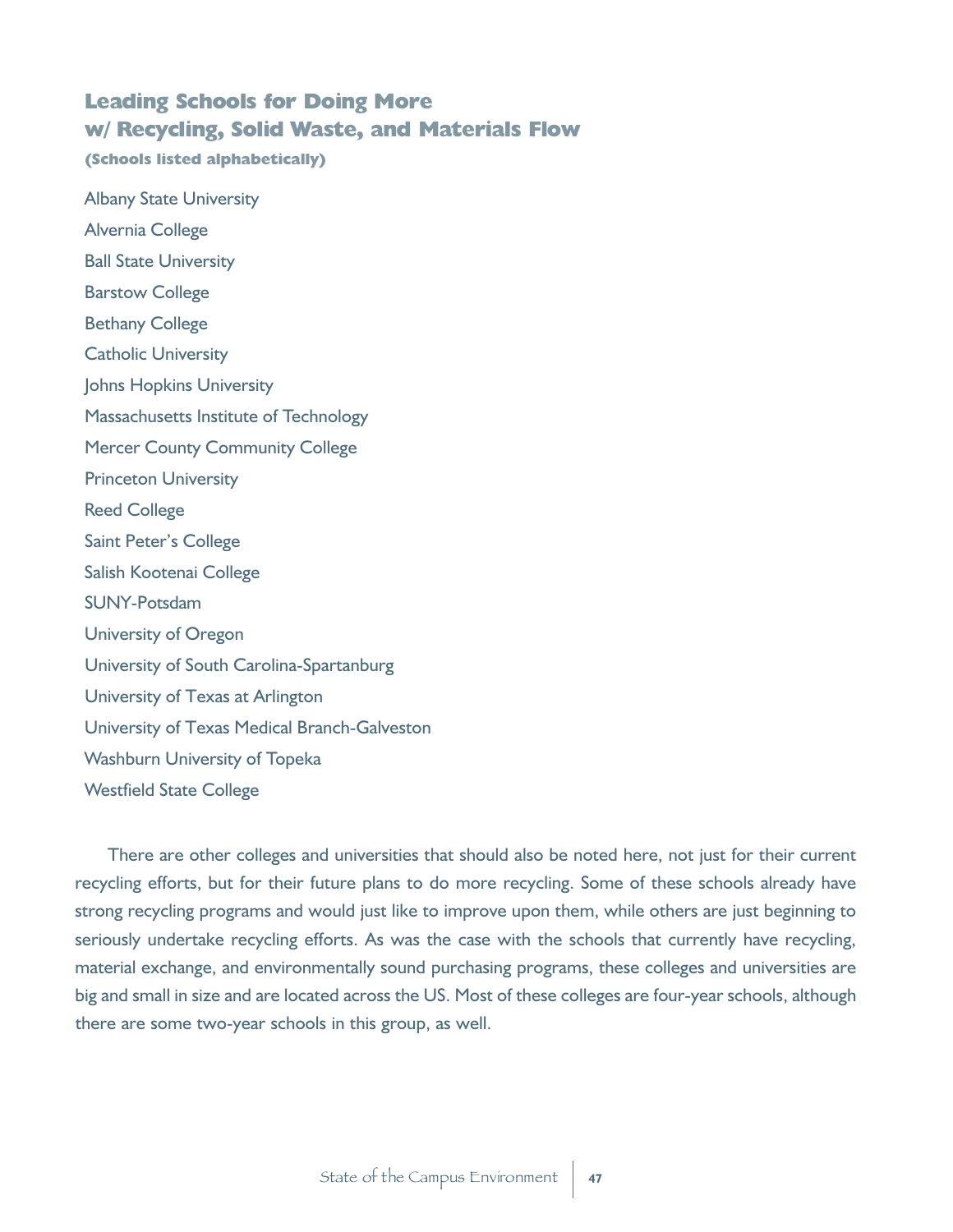## Leading Schools for Doing More w/ Recycling, Solid Waste, and Materials Flow

**(Schools listed alphabetically)**

Albany State University

Alvernia College

Ball State University

Barstow College

Bethany College

Catholic University

Johns Hopkins University

Massachusetts Institute of Technology

Mercer County Community College

Princeton University

Reed College

Saint Peter's College

Salish Kootenai College

SUNY-Potsdam

University of Oregon

University of South Carolina-Spartanburg

University of Texas at Arlington

University of Texas Medical Branch-Galveston

Washburn University of Topeka

Westfield State College

There are other colleges and universities that should also be noted here, not just for their current recycling efforts, but for their future plans to do more recycling. Some of these schools already have strong recycling programs and would just like to improve upon them, while others are just beginning to seriously undertake recycling efforts. As was the case with the schools that currently have recycling, material exchange, and environmentally sound purchasing programs, these colleges and universities are big and small in size and are located across the US. Most of these colleges are four-year schools, although there are some two-year schools in this group, as well.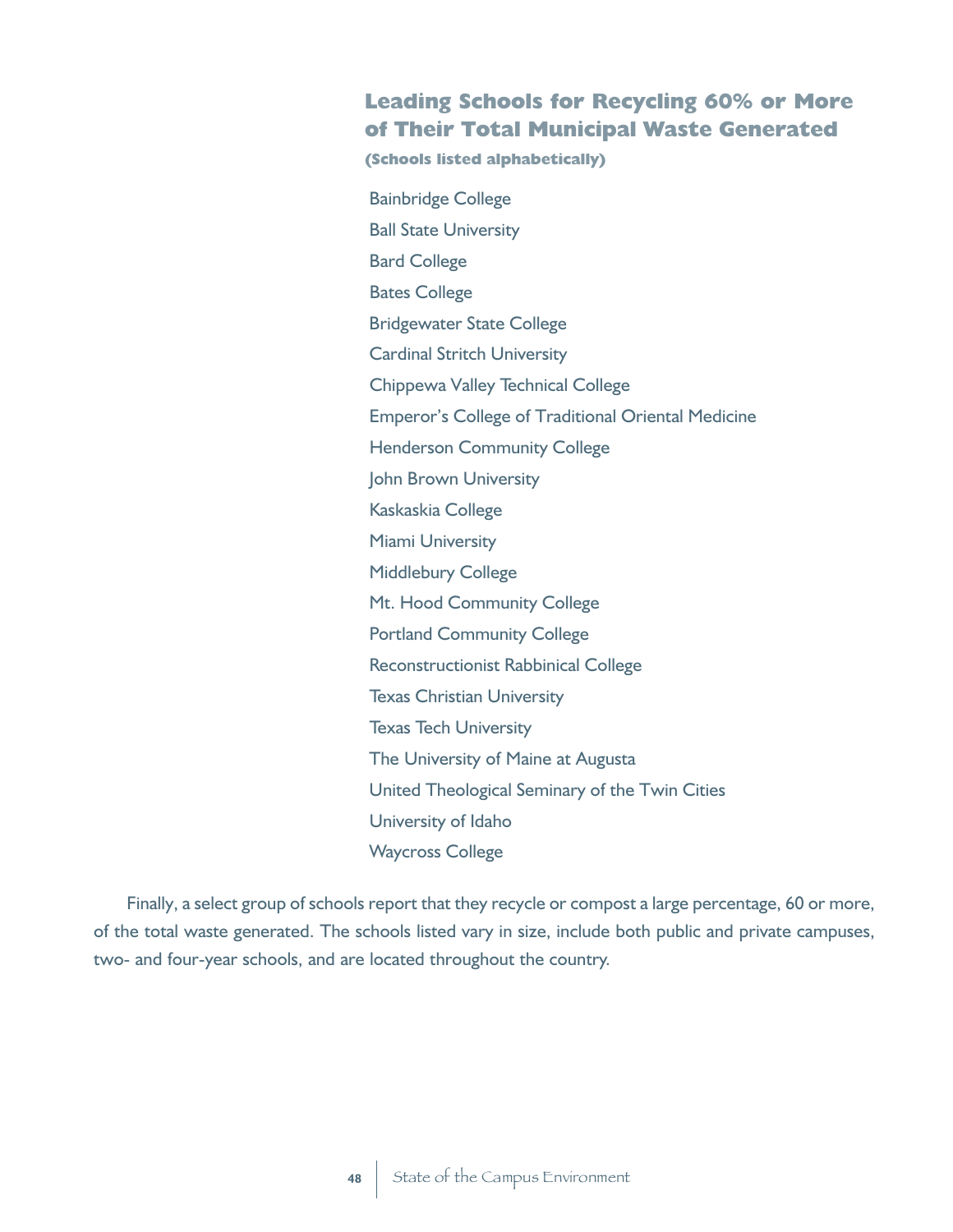## Leading Schools for Recycling 60% or More of Their Total Municipal Waste Generated

**(Schools listed alphabetically)**

Bainbridge College

Ball State University

Bard College

Bates College

Bridgewater State College

Cardinal Stritch University

Chippewa Valley Technical College

Emperor's College of Traditional Oriental Medicine

Henderson Community College

John Brown University

Kaskaskia College

Miami University

Middlebury College

Mt. Hood Community College

Portland Community College

Reconstructionist Rabbinical College

Texas Christian University

Texas Tech University

The University of Maine at Augusta

United Theological Seminary of the Twin Cities

University of Idaho

Waycross College

Finally, a select group of schools report that they recycle or compost a large percentage, 60 or more, of the total waste generated. The schools listed vary in size, include both public and private campuses, two- and four-year schools, and are located throughout the country.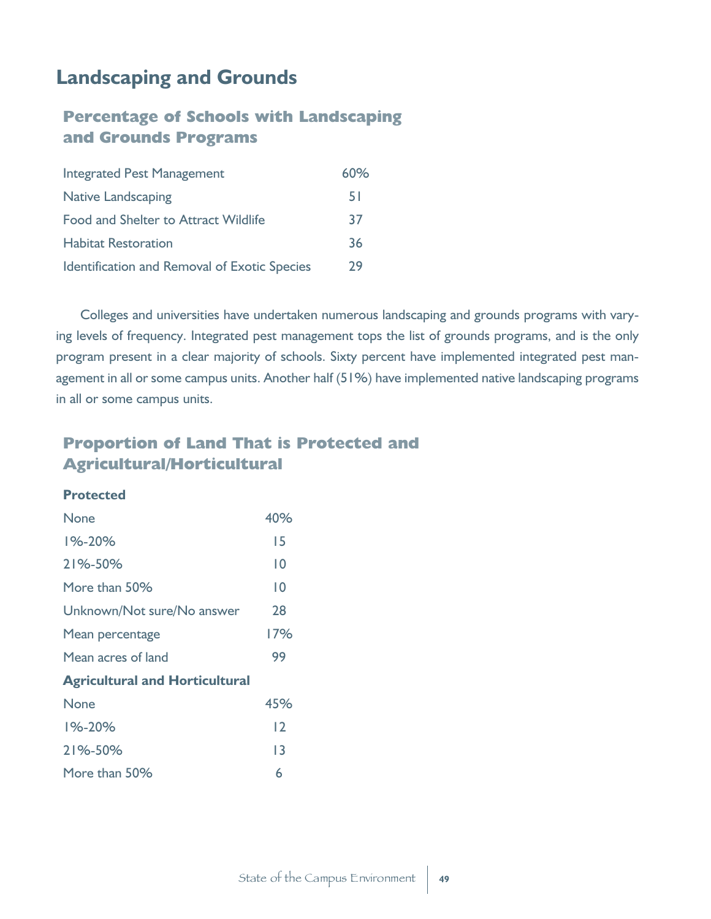# Landscaping and Grounds

## Percentage of Schools with Landscaping and Grounds Programs

| Program | Percentage |
|---|---|
| Integrated Pest Management | 60% |
| Native Landscaping | 51 |
| Food and Shelter to Attract Wildlife | 37 |
| Habitat Restoration | 36 |
| Identification and Removal of Exotic Species | 29 |

Colleges and universities have undertaken numerous landscaping and grounds programs with varying levels of frequency. Integrated pest management tops the list of grounds programs, and is the only program present in a clear majority of schools. Sixty percent have implemented integrated pest management in all or some campus units. Another half (51%) have implemented native landscaping programs in all or some campus units.

## Proportion of Land That is Protected and Agricultural/Horticultural

| | |
|---|---|
| **Protected** | |
| None | 40% |
| 1%-20% | 15 |
| 21%-50% | 10 |
| More than 50% | 10 |
| Unknown/Not sure/No answer | 28 |
| Mean percentage | 17% |
| Mean acres of land | 99 |
| **Agricultural and Horticultural** | |
| None | 45% |
| 1%-20% | 12 |
| 21%-50% | 13 |
| More than 50% | 6 |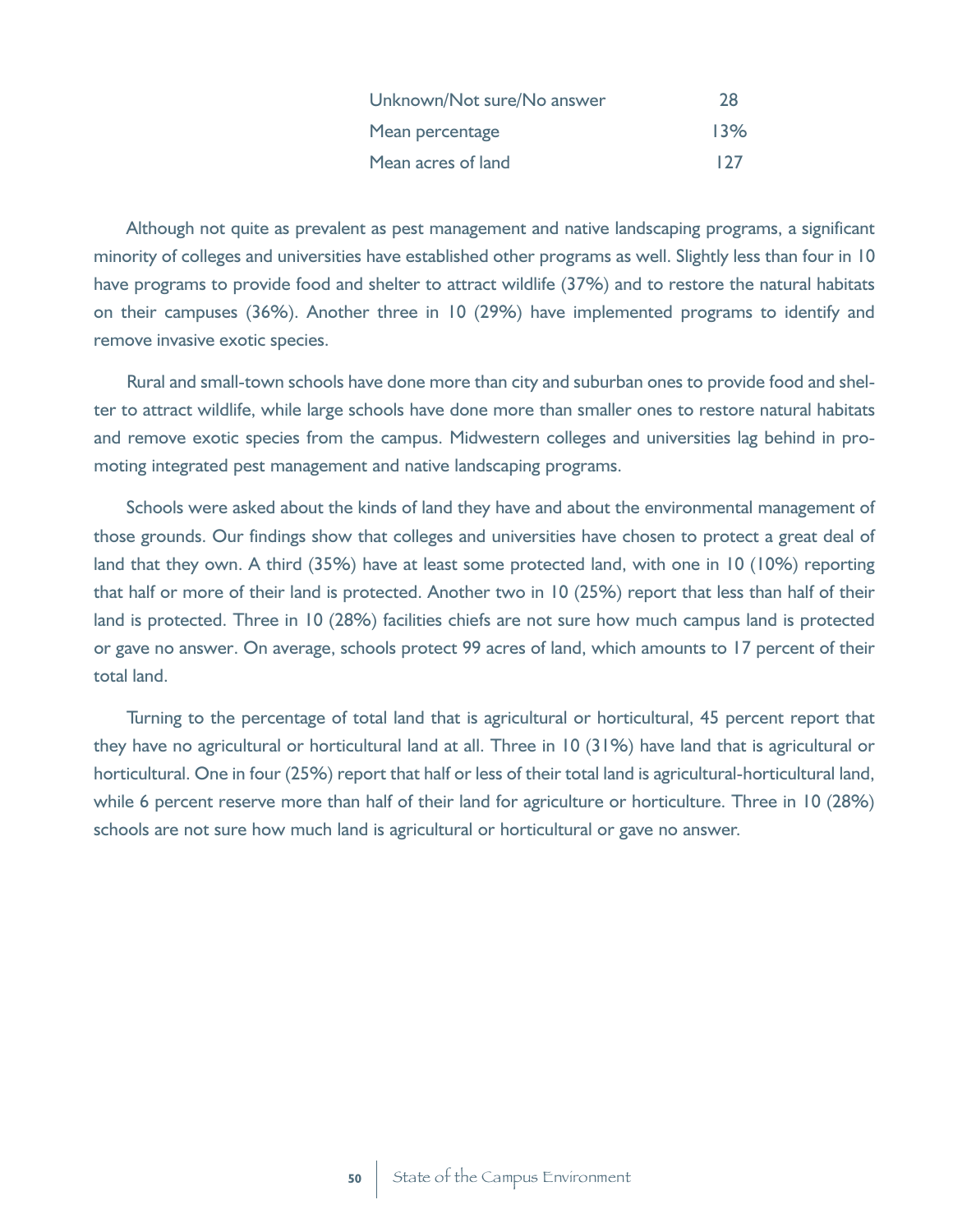| | |
|---|---|
| Unknown/Not sure/No answer | 28 |
| Mean percentage | 13% |
| Mean acres of land | 127 |

Although not quite as prevalent as pest management and native landscaping programs, a significant minority of colleges and universities have established other programs as well. Slightly less than four in 10 have programs to provide food and shelter to attract wildlife (37%) and to restore the natural habitats on their campuses (36%). Another three in 10 (29%) have implemented programs to identify and remove invasive exotic species.

Rural and small-town schools have done more than city and suburban ones to provide food and shelter to attract wildlife, while large schools have done more than smaller ones to restore natural habitats and remove exotic species from the campus. Midwestern colleges and universities lag behind in promoting integrated pest management and native landscaping programs.

Schools were asked about the kinds of land they have and about the environmental management of those grounds. Our findings show that colleges and universities have chosen to protect a great deal of land that they own. A third (35%) have at least some protected land, with one in 10 (10%) reporting that half or more of their land is protected. Another two in 10 (25%) report that less than half of their land is protected. Three in 10 (28%) facilities chiefs are not sure how much campus land is protected or gave no answer. On average, schools protect 99 acres of land, which amounts to 17 percent of their total land.

Turning to the percentage of total land that is agricultural or horticultural, 45 percent report that they have no agricultural or horticultural land at all. Three in 10 (31%) have land that is agricultural or horticultural. One in four (25%) report that half or less of their total land is agricultural-horticultural land, while 6 percent reserve more than half of their land for agriculture or horticulture. Three in 10 (28%) schools are not sure how much land is agricultural or horticultural or gave no answer.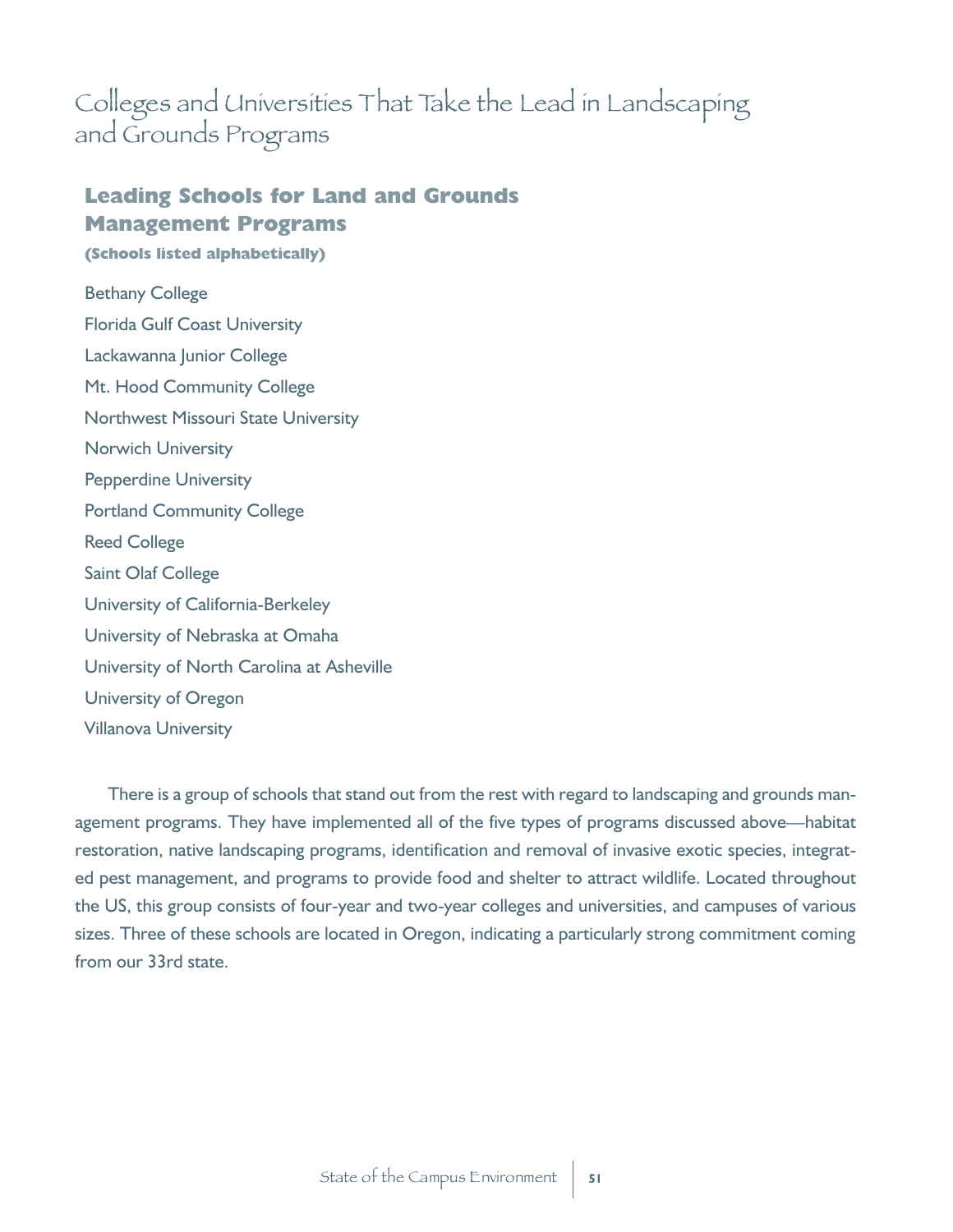# Colleges and Universities That Take the Lead in Landscaping and Grounds Programs

## Leading Schools for Land and Grounds Management Programs

**(Schools listed alphabetically)**

Bethany College

Florida Gulf Coast University

Lackawanna Junior College

Mt. Hood Community College

Northwest Missouri State University

Norwich University

Pepperdine University

Portland Community College

Reed College

Saint Olaf College

University of California-Berkeley

University of Nebraska at Omaha

University of North Carolina at Asheville

University of Oregon

Villanova University

There is a group of schools that stand out from the rest with regard to landscaping and grounds management programs. They have implemented all of the five types of programs discussed above—habitat restoration, native landscaping programs, identification and removal of invasive exotic species, integrated pest management, and programs to provide food and shelter to attract wildlife. Located throughout the US, this group consists of four-year and two-year colleges and universities, and campuses of various sizes. Three of these schools are located in Oregon, indicating a particularly strong commitment coming from our 33rd state.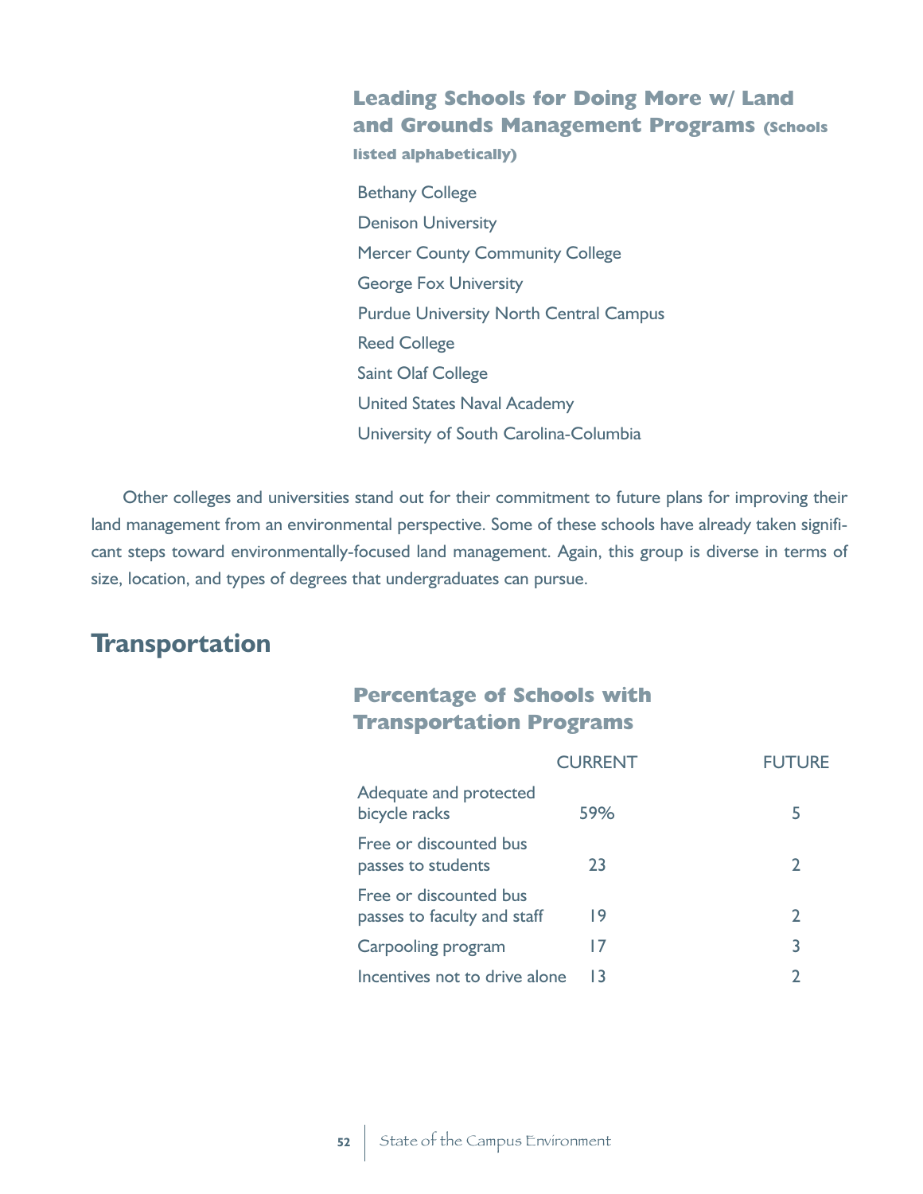### Leading Schools for Doing More w/ Land and Grounds Management Programs (Schools listed alphabetically)

Bethany College
Denison University
Mercer County Community College
George Fox University
Purdue University North Central Campus
Reed College
Saint Olaf College
United States Naval Academy
University of South Carolina-Columbia

Other colleges and universities stand out for their commitment to future plans for improving their land management from an environmental perspective. Some of these schools have already taken significant steps toward environmentally-focused land management. Again, this group is diverse in terms of size, location, and types of degrees that undergraduates can pursue.

## Transportation

### Percentage of Schools with Transportation Programs

| | CURRENT | FUTURE |
|---|---|---|
| Adequate and protected bicycle racks | 59% | 5 |
| Free or discounted bus passes to students | 23 | 2 |
| Free or discounted bus passes to faculty and staff | 19 | 2 |
| Carpooling program | 17 | 3 |
| Incentives not to drive alone | 13 | 2 |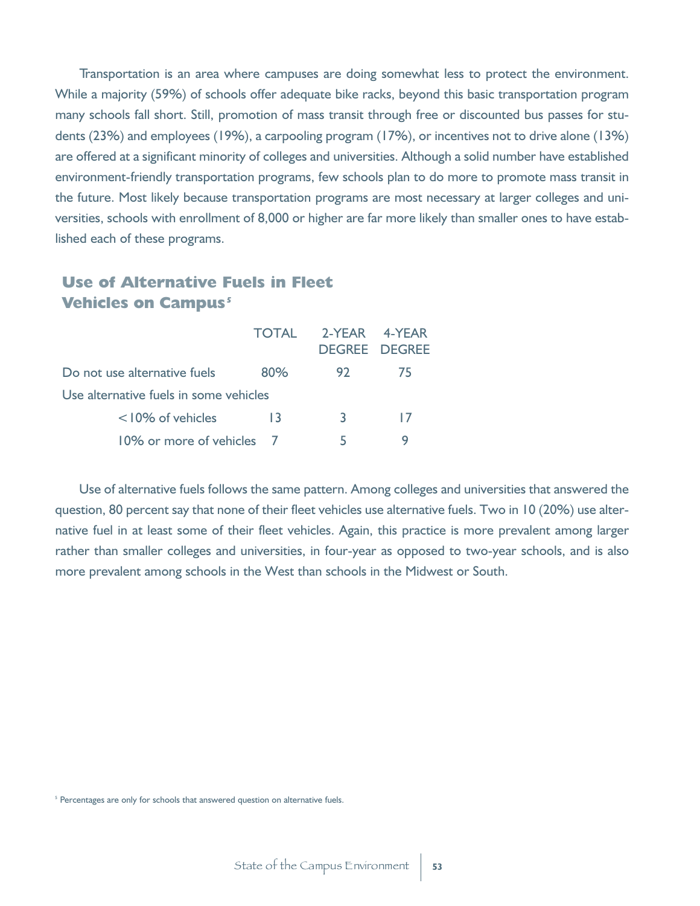Transportation is an area where campuses are doing somewhat less to protect the environment. While a majority (59%) of schools offer adequate bike racks, beyond this basic transportation program many schools fall short. Still, promotion of mass transit through free or discounted bus passes for students (23%) and employees (19%), a carpooling program (17%), or incentives not to drive alone (13%) are offered at a significant minority of colleges and universities. Although a solid number have established environment-friendly transportation programs, few schools plan to do more to promote mass transit in the future. Most likely because transportation programs are most necessary at larger colleges and universities, schools with enrollment of 8,000 or higher are far more likely than smaller ones to have established each of these programs.

## Use of Alternative Fuels in Fleet Vehicles on Campus[5]

| | TOTAL | 2-YEAR DEGREE | 4-YEAR DEGREE |
|---|---|---|---|
| Do not use alternative fuels | 80% | 92 | 75 |
| Use alternative fuels in some vehicles | | | |
| <10% of vehicles | 13 | 3 | 17 |
| 10% or more of vehicles | 7 | 5 | 9 |

Use of alternative fuels follows the same pattern. Among colleges and universities that answered the question, 80 percent say that none of their fleet vehicles use alternative fuels. Two in 10 (20%) use alternative fuel in at least some of their fleet vehicles. Again, this practice is more prevalent among larger rather than smaller colleges and universities, in four-year as opposed to two-year schools, and is also more prevalent among schools in the West than schools in the Midwest or South.

[5] Percentages are only for schools that answered question on alternative fuels.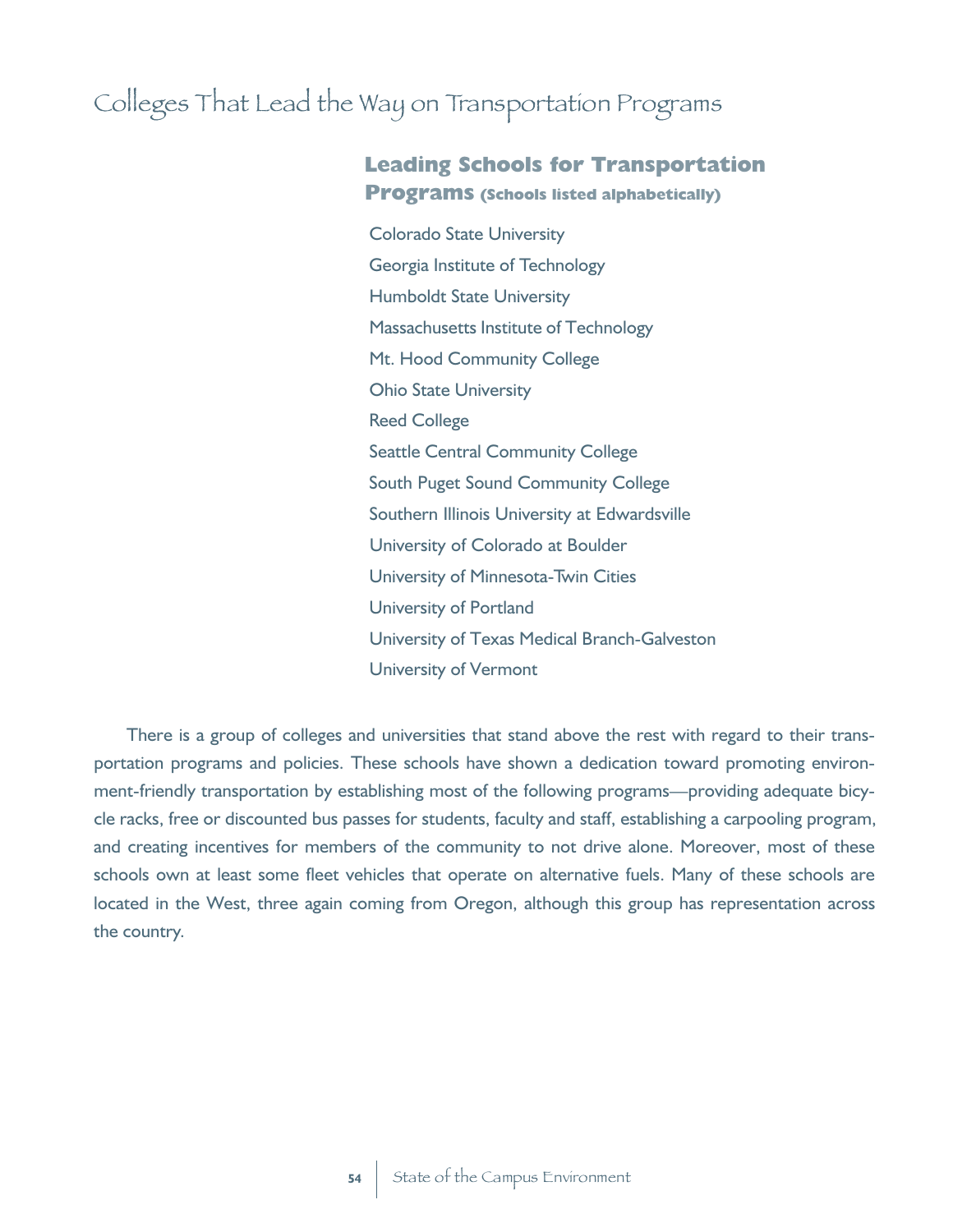# Colleges That Lead the Way on Transportation Programs

### Leading Schools for Transportation Programs (Schools listed alphabetically)

Colorado State University
Georgia Institute of Technology
Humboldt State University
Massachusetts Institute of Technology
Mt. Hood Community College
Ohio State University
Reed College
Seattle Central Community College
South Puget Sound Community College
Southern Illinois University at Edwardsville
University of Colorado at Boulder
University of Minnesota-Twin Cities
University of Portland
University of Texas Medical Branch-Galveston
University of Vermont

There is a group of colleges and universities that stand above the rest with regard to their transportation programs and policies. These schools have shown a dedication toward promoting environment-friendly transportation by establishing most of the following programs—providing adequate bicycle racks, free or discounted bus passes for students, faculty and staff, establishing a carpooling program, and creating incentives for members of the community to not drive alone. Moreover, most of these schools own at least some fleet vehicles that operate on alternative fuels. Many of these schools are located in the West, three again coming from Oregon, although this group has representation across the country.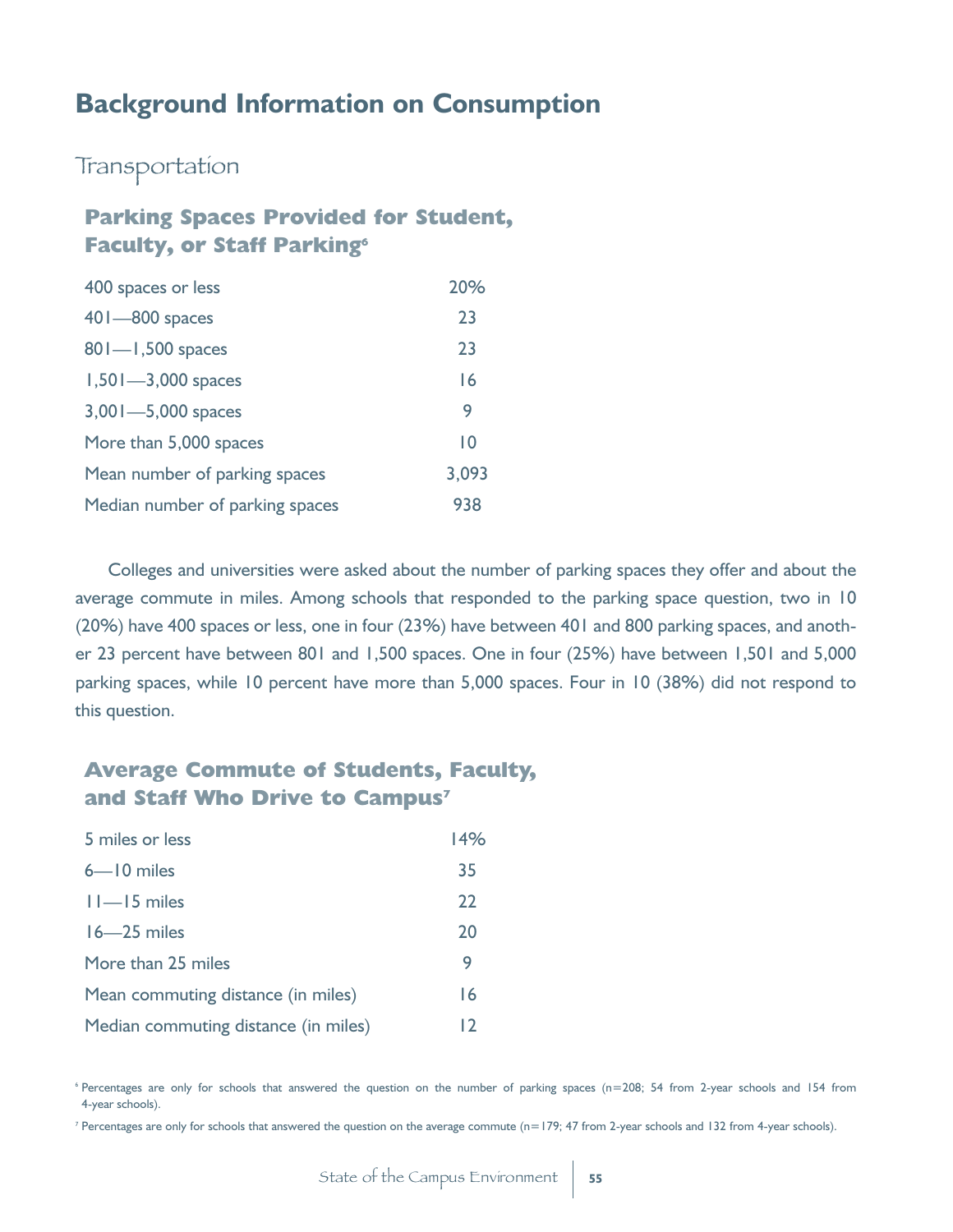# Background Information on Consumption

## Transportation

### Parking Spaces Provided for Student, Faculty, or Staff Parking[6]

| | |
|---|---|
| 400 spaces or less | 20% |
| 401—800 spaces | 23 |
| 801—1,500 spaces | 23 |
| 1,501—3,000 spaces | 16 |
| 3,001—5,000 spaces | 9 |
| More than 5,000 spaces | 10 |
| Mean number of parking spaces | 3,093 |
| Median number of parking spaces | 938 |

Colleges and universities were asked about the number of parking spaces they offer and about the average commute in miles. Among schools that responded to the parking space question, two in 10 (20%) have 400 spaces or less, one in four (23%) have between 401 and 800 parking spaces, and another 23 percent have between 801 and 1,500 spaces. One in four (25%) have between 1,501 and 5,000 parking spaces, while 10 percent have more than 5,000 spaces. Four in 10 (38%) did not respond to this question.

### Average Commute of Students, Faculty, and Staff Who Drive to Campus[7]

| | |
|---|---|
| 5 miles or less | 14% |
| 6—10 miles | 35 |
| 11—15 miles | 22 |
| 16—25 miles | 20 |
| More than 25 miles | 9 |
| Mean commuting distance (in miles) | 16 |
| Median commuting distance (in miles) | 12 |

[6] Percentages are only for schools that answered the question on the number of parking spaces (n=208; 54 from 2-year schools and 154 from 4-year schools).

[7] Percentages are only for schools that answered the question on the average commute (n=179; 47 from 2-year schools and 132 from 4-year schools).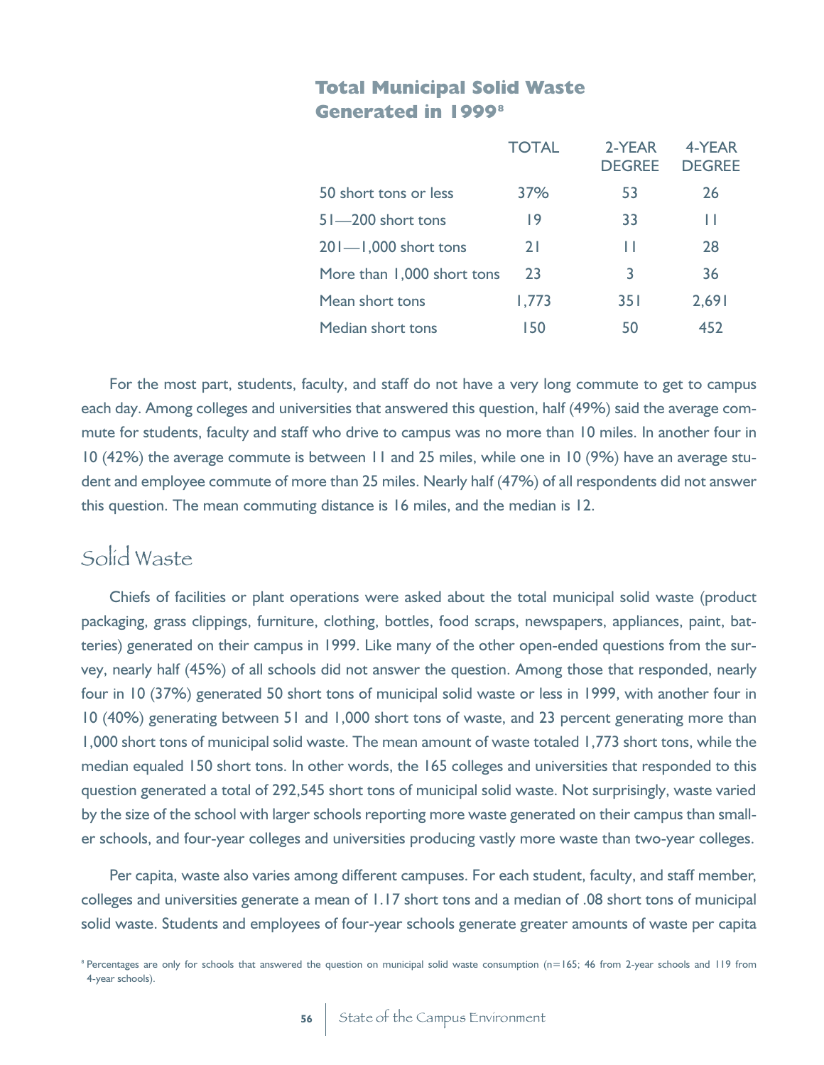### Total Municipal Solid Waste Generated in 1999[8]

| | TOTAL | 2-YEAR DEGREE | 4-YEAR DEGREE |
|---|---|---|---|
| 50 short tons or less | 37% | 53 | 26 |
| 51—200 short tons | 19 | 33 | 11 |
| 201—1,000 short tons | 21 | 11 | 28 |
| More than 1,000 short tons | 23 | 3 | 36 |
| Mean short tons | 1,773 | 351 | 2,691 |
| Median short tons | 150 | 50 | 452 |

For the most part, students, faculty, and staff do not have a very long commute to get to campus each day. Among colleges and universities that answered this question, half (49%) said the average commute for students, faculty and staff who drive to campus was no more than 10 miles. In another four in 10 (42%) the average commute is between 11 and 25 miles, while one in 10 (9%) have an average student and employee commute of more than 25 miles. Nearly half (47%) of all respondents did not answer this question. The mean commuting distance is 16 miles, and the median is 12.

## Solid Waste

Chiefs of facilities or plant operations were asked about the total municipal solid waste (product packaging, grass clippings, furniture, clothing, bottles, food scraps, newspapers, appliances, paint, batteries) generated on their campus in 1999. Like many of the other open-ended questions from the survey, nearly half (45%) of all schools did not answer the question. Among those that responded, nearly four in 10 (37%) generated 50 short tons of municipal solid waste or less in 1999, with another four in 10 (40%) generating between 51 and 1,000 short tons of waste, and 23 percent generating more than 1,000 short tons of municipal solid waste. The mean amount of waste totaled 1,773 short tons, while the median equaled 150 short tons. In other words, the 165 colleges and universities that responded to this question generated a total of 292,545 short tons of municipal solid waste. Not surprisingly, waste varied by the size of the school with larger schools reporting more waste generated on their campus than smaller schools, and four-year colleges and universities producing vastly more waste than two-year colleges.

Per capita, waste also varies among different campuses. For each student, faculty, and staff member, colleges and universities generate a mean of 1.17 short tons and a median of .08 short tons of municipal solid waste. Students and employees of four-year schools generate greater amounts of waste per capita

[8] Percentages are only for schools that answered the question on municipal solid waste consumption (n=165; 46 from 2-year schools and 119 from 4-year schools).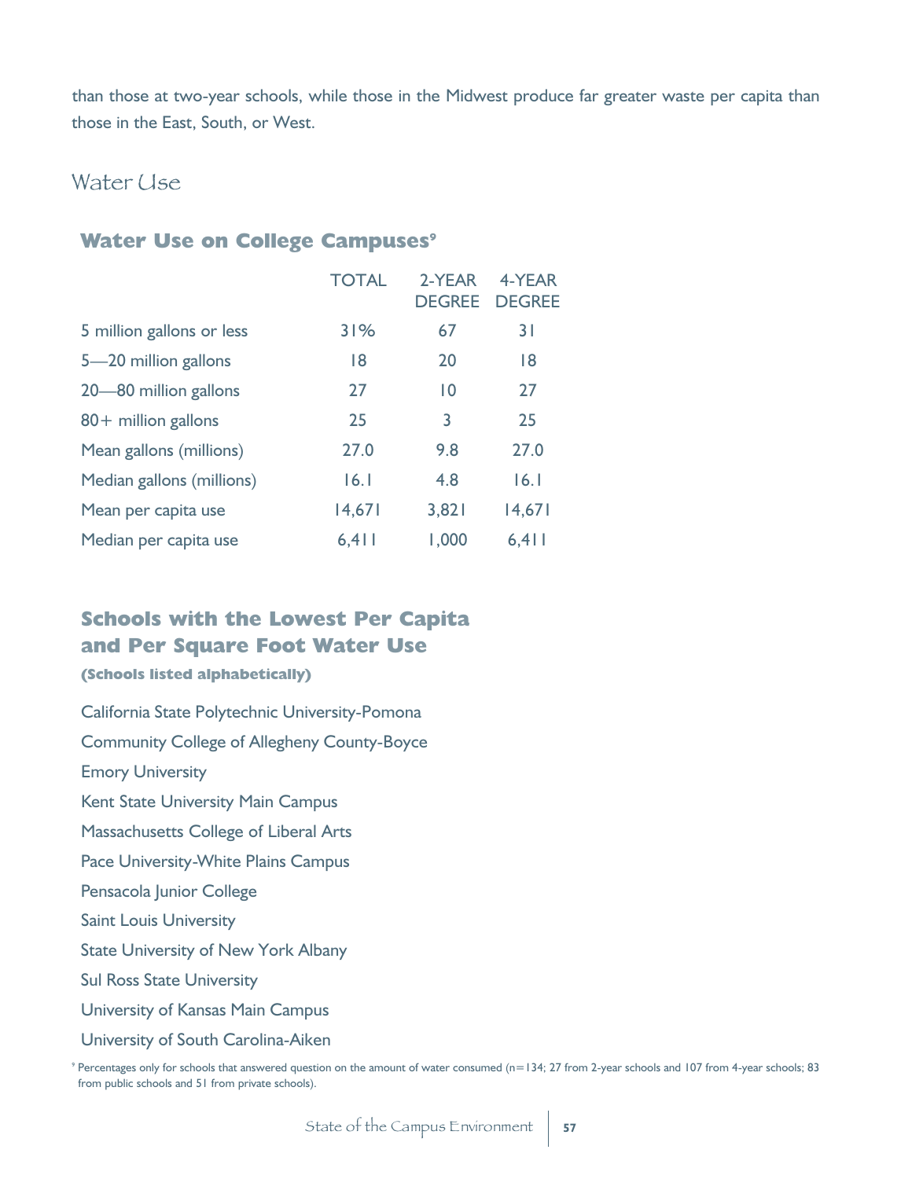than those at two-year schools, while those in the Midwest produce far greater waste per capita than those in the East, South, or West.

## Water Use

### Water Use on College Campuses[9]

| | TOTAL | 2-YEAR DEGREE | 4-YEAR DEGREE |
|---|---|---|---|
| 5 million gallons or less | 31% | 67 | 31 |
| 5—20 million gallons | 18 | 20 | 18 |
| 20—80 million gallons | 27 | 10 | 27 |
| 80+ million gallons | 25 | 3 | 25 |
| Mean gallons (millions) | 27.0 | 9.8 | 27.0 |
| Median gallons (millions) | 16.1 | 4.8 | 16.1 |
| Mean per capita use | 14,671 | 3,821 | 14,671 |
| Median per capita use | 6,411 | 1,000 | 6,411 |

### Schools with the Lowest Per Capita and Per Square Foot Water Use

**(Schools listed alphabetically)**

California State Polytechnic University-Pomona

Community College of Allegheny County-Boyce

Emory University

Kent State University Main Campus

Massachusetts College of Liberal Arts

Pace University-White Plains Campus

Pensacola Junior College

Saint Louis University

State University of New York Albany

Sul Ross State University

University of Kansas Main Campus

University of South Carolina-Aiken

[9] Percentages only for schools that answered question on the amount of water consumed (n=134; 27 from 2-year schools and 107 from 4-year schools; 83 from public schools and 51 from private schools).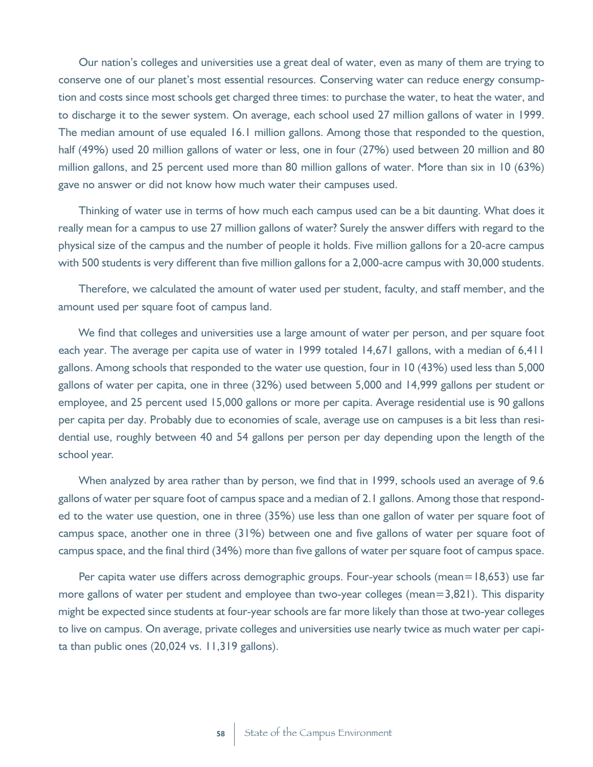Our nation's colleges and universities use a great deal of water, even as many of them are trying to conserve one of our planet's most essential resources. Conserving water can reduce energy consumption and costs since most schools get charged three times: to purchase the water, to heat the water, and to discharge it to the sewer system. On average, each school used 27 million gallons of water in 1999. The median amount of use equaled 16.1 million gallons. Among those that responded to the question, half (49%) used 20 million gallons of water or less, one in four (27%) used between 20 million and 80 million gallons, and 25 percent used more than 80 million gallons of water. More than six in 10 (63%) gave no answer or did not know how much water their campuses used.

Thinking of water use in terms of how much each campus used can be a bit daunting. What does it really mean for a campus to use 27 million gallons of water? Surely the answer differs with regard to the physical size of the campus and the number of people it holds. Five million gallons for a 20-acre campus with 500 students is very different than five million gallons for a 2,000-acre campus with 30,000 students.

Therefore, we calculated the amount of water used per student, faculty, and staff member, and the amount used per square foot of campus land.

We find that colleges and universities use a large amount of water per person, and per square foot each year. The average per capita use of water in 1999 totaled 14,671 gallons, with a median of 6,411 gallons. Among schools that responded to the water use question, four in 10 (43%) used less than 5,000 gallons of water per capita, one in three (32%) used between 5,000 and 14,999 gallons per student or employee, and 25 percent used 15,000 gallons or more per capita. Average residential use is 90 gallons per capita per day. Probably due to economies of scale, average use on campuses is a bit less than residential use, roughly between 40 and 54 gallons per person per day depending upon the length of the school year.

When analyzed by area rather than by person, we find that in 1999, schools used an average of 9.6 gallons of water per square foot of campus space and a median of 2.1 gallons. Among those that responded to the water use question, one in three (35%) use less than one gallon of water per square foot of campus space, another one in three (31%) between one and five gallons of water per square foot of campus space, and the final third (34%) more than five gallons of water per square foot of campus space.

Per capita water use differs across demographic groups. Four-year schools (mean=18,653) use far more gallons of water per student and employee than two-year colleges (mean=3,821). This disparity might be expected since students at four-year schools are far more likely than those at two-year colleges to live on campus. On average, private colleges and universities use nearly twice as much water per capita than public ones (20,024 vs. 11,319 gallons).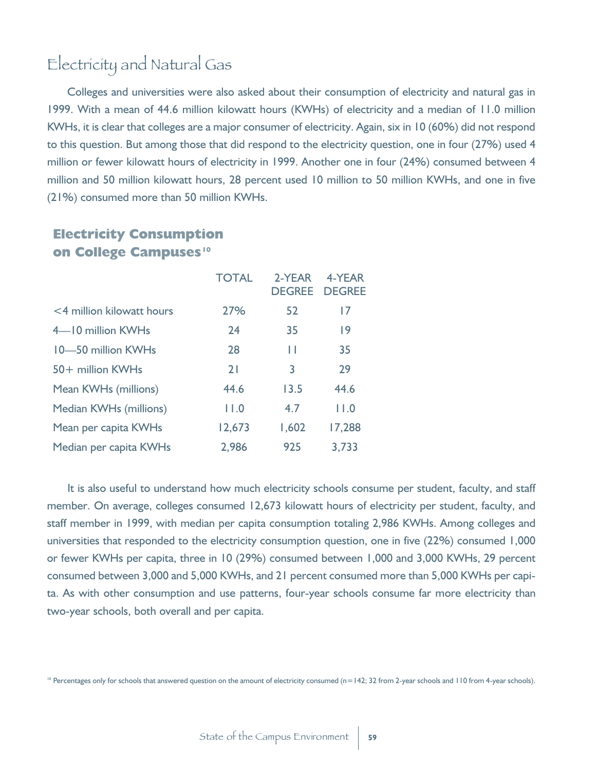# Electricity and Natural Gas

Colleges and universities were also asked about their consumption of electricity and natural gas in 1999. With a mean of 44.6 million kilowatt hours (KWHs) of electricity and a median of 11.0 million KWHs, it is clear that colleges are a major consumer of electricity. Again, six in 10 (60%) did not respond to this question. But among those that did respond to the electricity question, one in four (27%) used 4 million or fewer kilowatt hours of electricity in 1999. Another one in four (24%) consumed between 4 million and 50 million kilowatt hours, 28 percent used 10 million to 50 million KWHs, and one in five (21%) consumed more than 50 million KWHs.

## Electricity Consumption on College Campuses[10]

| | TOTAL | 2-YEAR DEGREE | 4-YEAR DEGREE |
|---|---|---|---|
| <4 million kilowatt hours | 27% | 52 | 17 |
| 4—10 million KWHs | 24 | 35 | 19 |
| 10—50 million KWHs | 28 | 11 | 35 |
| 50+ million KWHs | 21 | 3 | 29 |
| Mean KWHs (millions) | 44.6 | 13.5 | 44.6 |
| Median KWHs (millions) | 11.0 | 4.7 | 11.0 |
| Mean per capita KWHs | 12,673 | 1,602 | 17,288 |
| Median per capita KWHs | 2,986 | 925 | 3,733 |

It is also useful to understand how much electricity schools consume per student, faculty, and staff member. On average, colleges consumed 12,673 kilowatt hours of electricity per student, faculty, and staff member in 1999, with median per capita consumption totaling 2,986 KWHs. Among colleges and universities that responded to the electricity consumption question, one in five (22%) consumed 1,000 or fewer KWHs per capita, three in 10 (29%) consumed between 1,000 and 3,000 KWHs, 29 percent consumed between 3,000 and 5,000 KWHs, and 21 percent consumed more than 5,000 KWHs per capita. As with other consumption and use patterns, four-year schools consume far more electricity than two-year schools, both overall and per capita.

[10] Percentages only for schools that answered question on the amount of electricity consumed (n=142; 32 from 2-year schools and 110 from 4-year schools).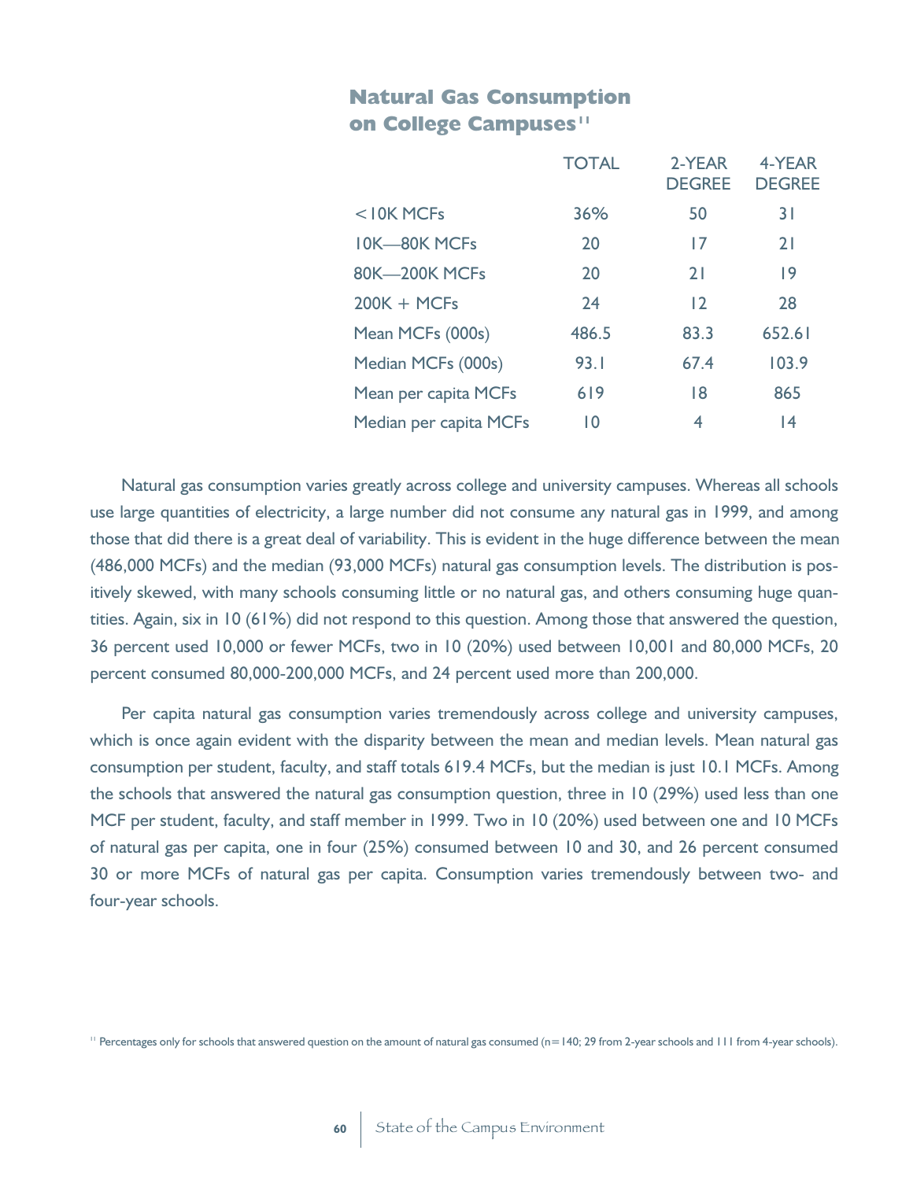## Natural Gas Consumption on College Campuses[11]

| | TOTAL | 2-YEAR DEGREE | 4-YEAR DEGREE |
|---|---|---|---|
| <10K MCFs | 36% | 50 | 31 |
| 10K—80K MCFs | 20 | 17 | 21 |
| 80K—200K MCFs | 20 | 21 | 19 |
| 200K + MCFs | 24 | 12 | 28 |
| Mean MCFs (000s) | 486.5 | 83.3 | 652.61 |
| Median MCFs (000s) | 93.1 | 67.4 | 103.9 |
| Mean per capita MCFs | 619 | 18 | 865 |
| Median per capita MCFs | 10 | 4 | 14 |

Natural gas consumption varies greatly across college and university campuses. Whereas all schools use large quantities of electricity, a large number did not consume any natural gas in 1999, and among those that did there is a great deal of variability. This is evident in the huge difference between the mean (486,000 MCFs) and the median (93,000 MCFs) natural gas consumption levels. The distribution is positively skewed, with many schools consuming little or no natural gas, and others consuming huge quantities. Again, six in 10 (61%) did not respond to this question. Among those that answered the question, 36 percent used 10,000 or fewer MCFs, two in 10 (20%) used between 10,001 and 80,000 MCFs, 20 percent consumed 80,000-200,000 MCFs, and 24 percent used more than 200,000.

Per capita natural gas consumption varies tremendously across college and university campuses, which is once again evident with the disparity between the mean and median levels. Mean natural gas consumption per student, faculty, and staff totals 619.4 MCFs, but the median is just 10.1 MCFs. Among the schools that answered the natural gas consumption question, three in 10 (29%) used less than one MCF per student, faculty, and staff member in 1999. Two in 10 (20%) used between one and 10 MCFs of natural gas per capita, one in four (25%) consumed between 10 and 30, and 26 percent consumed 30 or more MCFs of natural gas per capita. Consumption varies tremendously between two- and four-year schools.

[11] Percentages only for schools that answered question on the amount of natural gas consumed (n=140; 29 from 2-year schools and 111 from 4-year schools).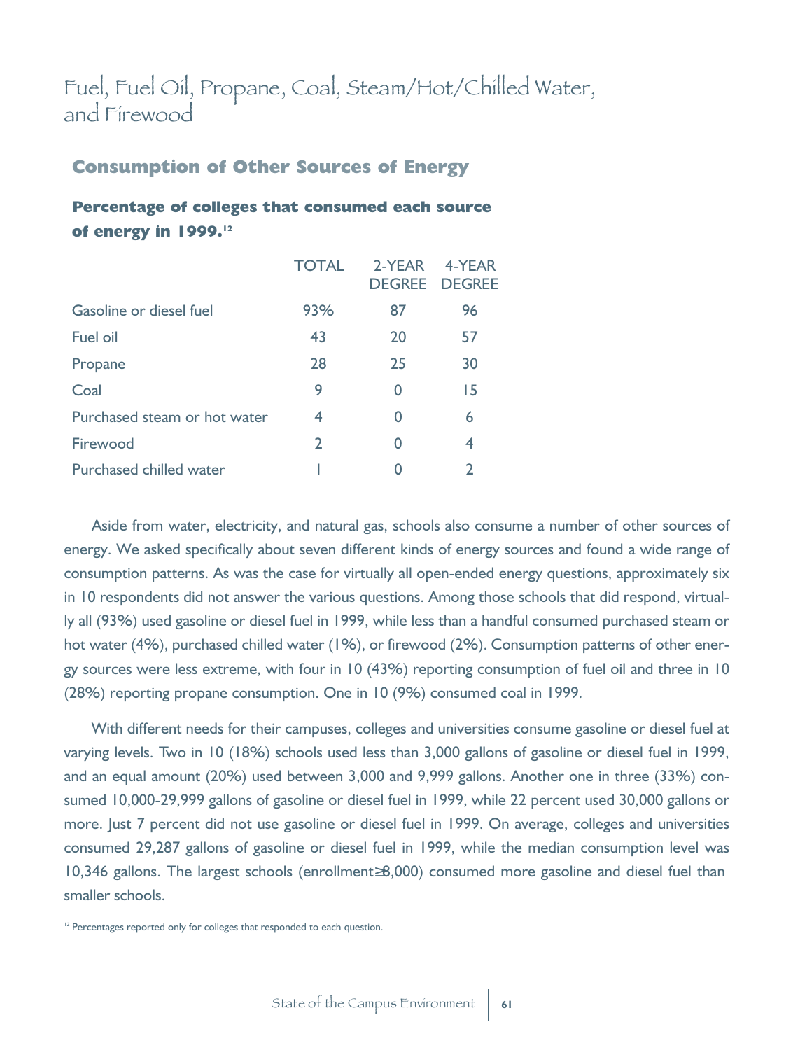# Fuel, Fuel Oil, Propane, Coal, Steam/Hot/Chilled Water, and Firewood

## Consumption of Other Sources of Energy

### Percentage of colleges that consumed each source of energy in 1999.[12]

| | TOTAL | 2-YEAR DEGREE | 4-YEAR DEGREE |
|---|---|---|---|
| Gasoline or diesel fuel | 93% | 87 | 96 |
| Fuel oil | 43 | 20 | 57 |
| Propane | 28 | 25 | 30 |
| Coal | 9 | 0 | 15 |
| Purchased steam or hot water | 4 | 0 | 6 |
| Firewood | 2 | 0 | 4 |
| Purchased chilled water | 1 | 0 | 2 |

Aside from water, electricity, and natural gas, schools also consume a number of other sources of energy. We asked specifically about seven different kinds of energy sources and found a wide range of consumption patterns. As was the case for virtually all open-ended energy questions, approximately six in 10 respondents did not answer the various questions. Among those schools that did respond, virtually all (93%) used gasoline or diesel fuel in 1999, while less than a handful consumed purchased steam or hot water (4%), purchased chilled water (1%), or firewood (2%). Consumption patterns of other energy sources were less extreme, with four in 10 (43%) reporting consumption of fuel oil and three in 10 (28%) reporting propane consumption. One in 10 (9%) consumed coal in 1999.

With different needs for their campuses, colleges and universities consume gasoline or diesel fuel at varying levels. Two in 10 (18%) schools used less than 3,000 gallons of gasoline or diesel fuel in 1999, and an equal amount (20%) used between 3,000 and 9,999 gallons. Another one in three (33%) consumed 10,000-29,999 gallons of gasoline or diesel fuel in 1999, while 22 percent used 30,000 gallons or more. Just 7 percent did not use gasoline or diesel fuel in 1999. On average, colleges and universities consumed 29,287 gallons of gasoline or diesel fuel in 1999, while the median consumption level was 10,346 gallons. The largest schools (enrollment≥8,000) consumed more gasoline and diesel fuel than smaller schools.

[12] Percentages reported only for colleges that responded to each question.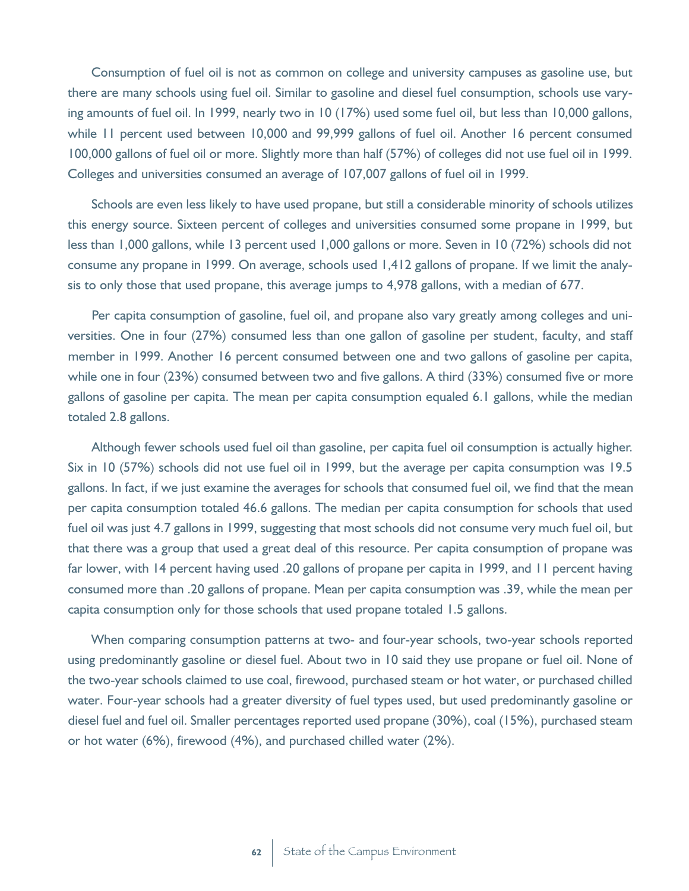Consumption of fuel oil is not as common on college and university campuses as gasoline use, but there are many schools using fuel oil. Similar to gasoline and diesel fuel consumption, schools use varying amounts of fuel oil. In 1999, nearly two in 10 (17%) used some fuel oil, but less than 10,000 gallons, while 11 percent used between 10,000 and 99,999 gallons of fuel oil. Another 16 percent consumed 100,000 gallons of fuel oil or more. Slightly more than half (57%) of colleges did not use fuel oil in 1999. Colleges and universities consumed an average of 107,007 gallons of fuel oil in 1999.

Schools are even less likely to have used propane, but still a considerable minority of schools utilizes this energy source. Sixteen percent of colleges and universities consumed some propane in 1999, but less than 1,000 gallons, while 13 percent used 1,000 gallons or more. Seven in 10 (72%) schools did not consume any propane in 1999. On average, schools used 1,412 gallons of propane. If we limit the analysis to only those that used propane, this average jumps to 4,978 gallons, with a median of 677.

Per capita consumption of gasoline, fuel oil, and propane also vary greatly among colleges and universities. One in four (27%) consumed less than one gallon of gasoline per student, faculty, and staff member in 1999. Another 16 percent consumed between one and two gallons of gasoline per capita, while one in four (23%) consumed between two and five gallons. A third (33%) consumed five or more gallons of gasoline per capita. The mean per capita consumption equaled 6.1 gallons, while the median totaled 2.8 gallons.

Although fewer schools used fuel oil than gasoline, per capita fuel oil consumption is actually higher. Six in 10 (57%) schools did not use fuel oil in 1999, but the average per capita consumption was 19.5 gallons. In fact, if we just examine the averages for schools that consumed fuel oil, we find that the mean per capita consumption totaled 46.6 gallons. The median per capita consumption for schools that used fuel oil was just 4.7 gallons in 1999, suggesting that most schools did not consume very much fuel oil, but that there was a group that used a great deal of this resource. Per capita consumption of propane was far lower, with 14 percent having used .20 gallons of propane per capita in 1999, and 11 percent having consumed more than .20 gallons of propane. Mean per capita consumption was .39, while the mean per capita consumption only for those schools that used propane totaled 1.5 gallons.

When comparing consumption patterns at two- and four-year schools, two-year schools reported using predominantly gasoline or diesel fuel. About two in 10 said they use propane or fuel oil. None of the two-year schools claimed to use coal, firewood, purchased steam or hot water, or purchased chilled water. Four-year schools had a greater diversity of fuel types used, but used predominantly gasoline or diesel fuel and fuel oil. Smaller percentages reported used propane (30%), coal (15%), purchased steam or hot water (6%), firewood (4%), and purchased chilled water (2%).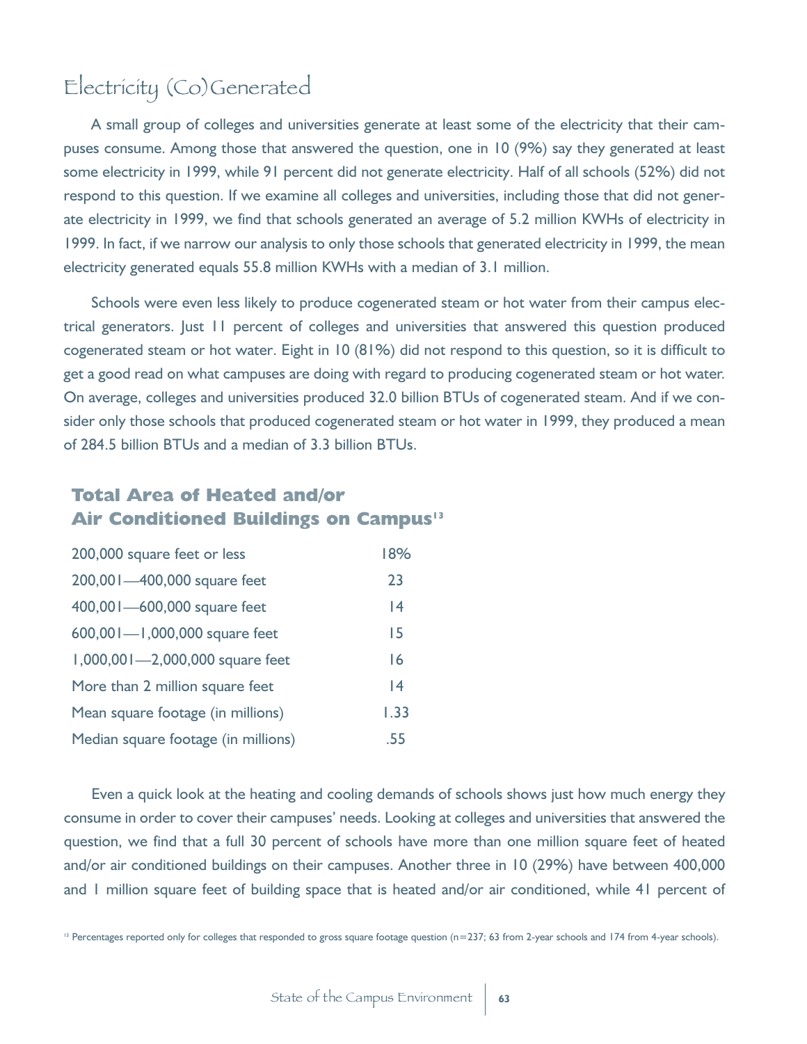## Electricity (Co)Generated

A small group of colleges and universities generate at least some of the electricity that their campuses consume. Among those that answered the question, one in 10 (9%) say they generated at least some electricity in 1999, while 91 percent did not generate electricity. Half of all schools (52%) did not respond to this question. If we examine all colleges and universities, including those that did not generate electricity in 1999, we find that schools generated an average of 5.2 million KWHs of electricity in 1999. In fact, if we narrow our analysis to only those schools that generated electricity in 1999, the mean electricity generated equals 55.8 million KWHs with a median of 3.1 million.

Schools were even less likely to produce cogenerated steam or hot water from their campus electrical generators. Just 11 percent of colleges and universities that answered this question produced cogenerated steam or hot water. Eight in 10 (81%) did not respond to this question, so it is difficult to get a good read on what campuses are doing with regard to producing cogenerated steam or hot water. On average, colleges and universities produced 32.0 billion BTUs of cogenerated steam. And if we consider only those schools that produced cogenerated steam or hot water in 1999, they produced a mean of 284.5 billion BTUs and a median of 3.3 billion BTUs.

### Total Area of Heated and/or Air Conditioned Buildings on Campus[13]

| | |
|---|---|
| 200,000 square feet or less | 18% |
| 200,001—400,000 square feet | 23 |
| 400,001—600,000 square feet | 14 |
| 600,001—1,000,000 square feet | 15 |
| 1,000,001—2,000,000 square feet | 16 |
| More than 2 million square feet | 14 |
| Mean square footage (in millions) | 1.33 |
| Median square footage (in millions) | .55 |

Even a quick look at the heating and cooling demands of schools shows just how much energy they consume in order to cover their campuses' needs. Looking at colleges and universities that answered the question, we find that a full 30 percent of schools have more than one million square feet of heated and/or air conditioned buildings on their campuses. Another three in 10 (29%) have between 400,000 and 1 million square feet of building space that is heated and/or air conditioned, while 41 percent of

[13] Percentages reported only for colleges that responded to gross square footage question (n=237; 63 from 2-year schools and 174 from 4-year schools).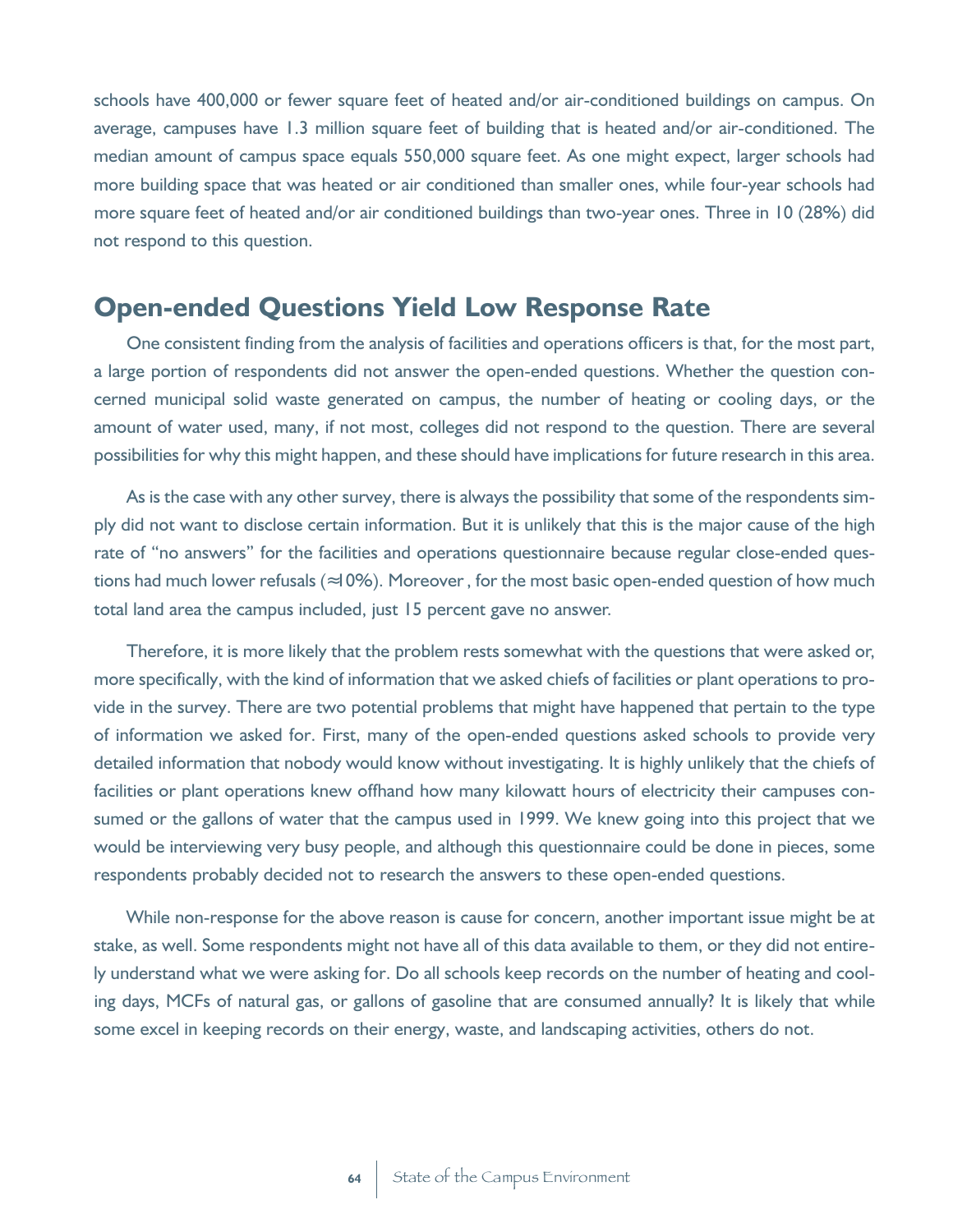schools have 400,000 or fewer square feet of heated and/or air-conditioned buildings on campus. On average, campuses have 1.3 million square feet of building that is heated and/or air-conditioned. The median amount of campus space equals 550,000 square feet. As one might expect, larger schools had more building space that was heated or air conditioned than smaller ones, while four-year schools had more square feet of heated and/or air conditioned buildings than two-year ones. Three in 10 (28%) did not respond to this question.

## Open-ended Questions Yield Low Response Rate

One consistent finding from the analysis of facilities and operations officers is that, for the most part, a large portion of respondents did not answer the open-ended questions. Whether the question concerned municipal solid waste generated on campus, the number of heating or cooling days, or the amount of water used, many, if not most, colleges did not respond to the question. There are several possibilities for why this might happen, and these should have implications for future research in this area.

As is the case with any other survey, there is always the possibility that some of the respondents simply did not want to disclose certain information. But it is unlikely that this is the major cause of the high rate of "no answers" for the facilities and operations questionnaire because regular close-ended questions had much lower refusals (≈10%). Moreover , for the most basic open-ended question of how much total land area the campus included, just 15 percent gave no answer.

Therefore, it is more likely that the problem rests somewhat with the questions that were asked or, more specifically, with the kind of information that we asked chiefs of facilities or plant operations to provide in the survey. There are two potential problems that might have happened that pertain to the type of information we asked for. First, many of the open-ended questions asked schools to provide very detailed information that nobody would know without investigating. It is highly unlikely that the chiefs of facilities or plant operations knew offhand how many kilowatt hours of electricity their campuses consumed or the gallons of water that the campus used in 1999. We knew going into this project that we would be interviewing very busy people, and although this questionnaire could be done in pieces, some respondents probably decided not to research the answers to these open-ended questions.

While non-response for the above reason is cause for concern, another important issue might be at stake, as well. Some respondents might not have all of this data available to them, or they did not entirely understand what we were asking for. Do all schools keep records on the number of heating and cooling days, MCFs of natural gas, or gallons of gasoline that are consumed annually? It is likely that while some excel in keeping records on their energy, waste, and landscaping activities, others do not.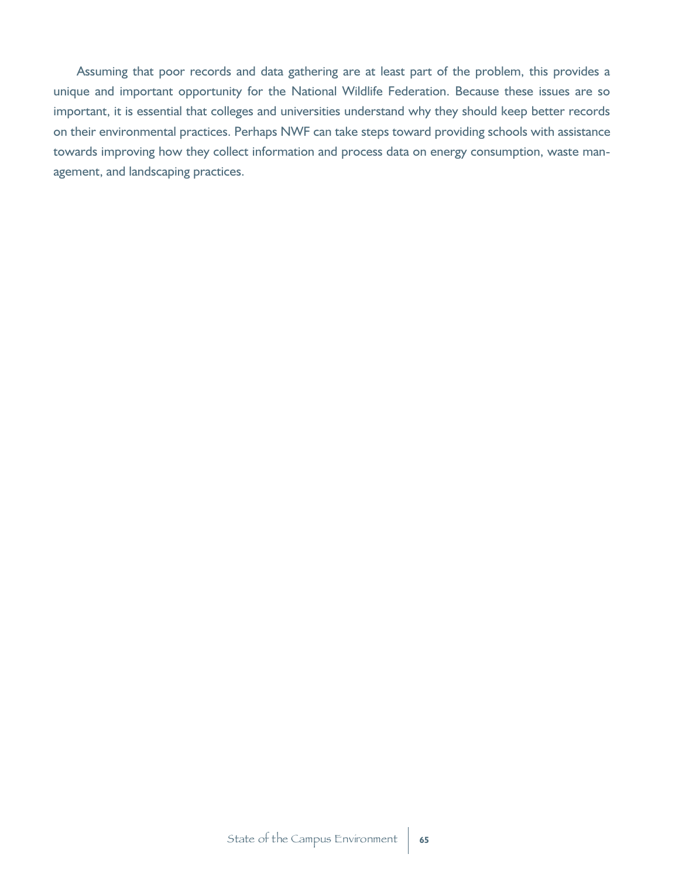Assuming that poor records and data gathering are at least part of the problem, this provides a unique and important opportunity for the National Wildlife Federation. Because these issues are so important, it is essential that colleges and universities understand why they should keep better records on their environmental practices. Perhaps NWF can take steps toward providing schools with assistance towards improving how they collect information and process data on energy consumption, waste management, and landscaping practices.